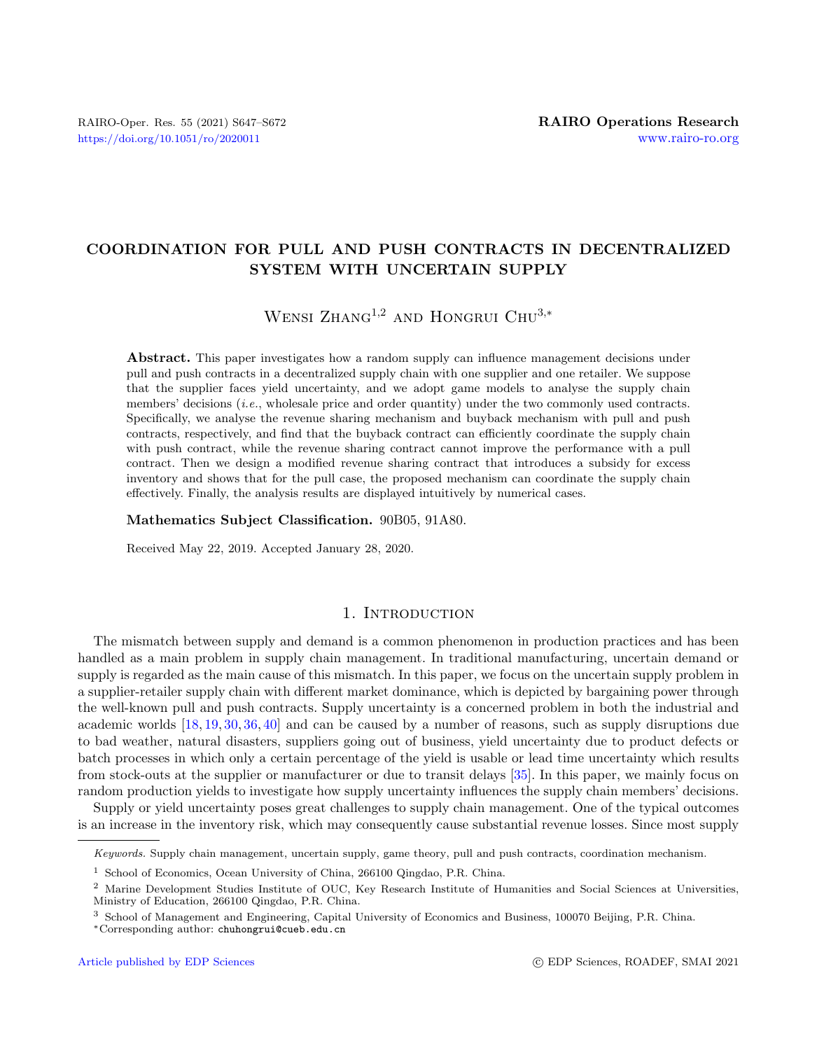# COORDINATION FOR PULL AND PUSH CONTRACTS IN DECENTRALIZED SYSTEM WITH UNCERTAIN SUPPLY

Wensi Zhang[1,2] and Hongrui Chu[3,*]

**Abstract.** This paper investigates how a random supply can influence management decisions under pull and push contracts in a decentralized supply chain with one supplier and one retailer. We suppose that the supplier faces yield uncertainty, and we adopt game models to analyse the supply chain members' decisions (*i.e.*, wholesale price and order quantity) under the two commonly used contracts. Specifically, we analyse the revenue sharing mechanism and buyback mechanism with pull and push contracts, respectively, and find that the buyback contract can efficiently coordinate the supply chain with push contract, while the revenue sharing contract cannot improve the performance with a pull contract. Then we design a modified revenue sharing contract that introduces a subsidy for excess inventory and shows that for the pull case, the proposed mechanism can coordinate the supply chain effectively. Finally, the analysis results are displayed intuitively by numerical cases.

**Mathematics Subject Classification.** 90B05, 91A80.

Received May 22, 2019. Accepted January 28, 2020.

## 1. Introduction

The mismatch between supply and demand is a common phenomenon in production practices and has been handled as a main problem in supply chain management. In traditional manufacturing, uncertain demand or supply is regarded as the main cause of this mismatch. In this paper, we focus on the uncertain supply problem in a supplier-retailer supply chain with different market dominance, which is depicted by bargaining power through the well-known pull and push contracts. Supply uncertainty is a concerned problem in both the industrial and academic worlds [18, 19, 30, 36, 40] and can be caused by a number of reasons, such as supply disruptions due to bad weather, natural disasters, suppliers going out of business, yield uncertainty due to product defects or batch processes in which only a certain percentage of the yield is usable or lead time uncertainty which results from stock-outs at the supplier or manufacturer or due to transit delays [35]. In this paper, we mainly focus on random production yields to investigate how supply uncertainty influences the supply chain members' decisions.

Supply or yield uncertainty poses great challenges to supply chain management. One of the typical outcomes is an increase in the inventory risk, which may consequently cause substantial revenue losses. Since most supply

*Keywords.* Supply chain management, uncertain supply, game theory, pull and push contracts, coordination mechanism.

[1] School of Economics, Ocean University of China, 266100 Qingdao, P.R. China.

[2] Marine Development Studies Institute of OUC, Key Research Institute of Humanities and Social Sciences at Universities, Ministry of Education, 266100 Qingdao, P.R. China.

[3] School of Management and Engineering, Capital University of Economics and Business, 100070 Beijing, P.R. China.

*Corresponding author: chuhongrui@cueb.edu.cn

Article published by EDP Sciences © EDP Sciences, ROADEF, SMAI 2021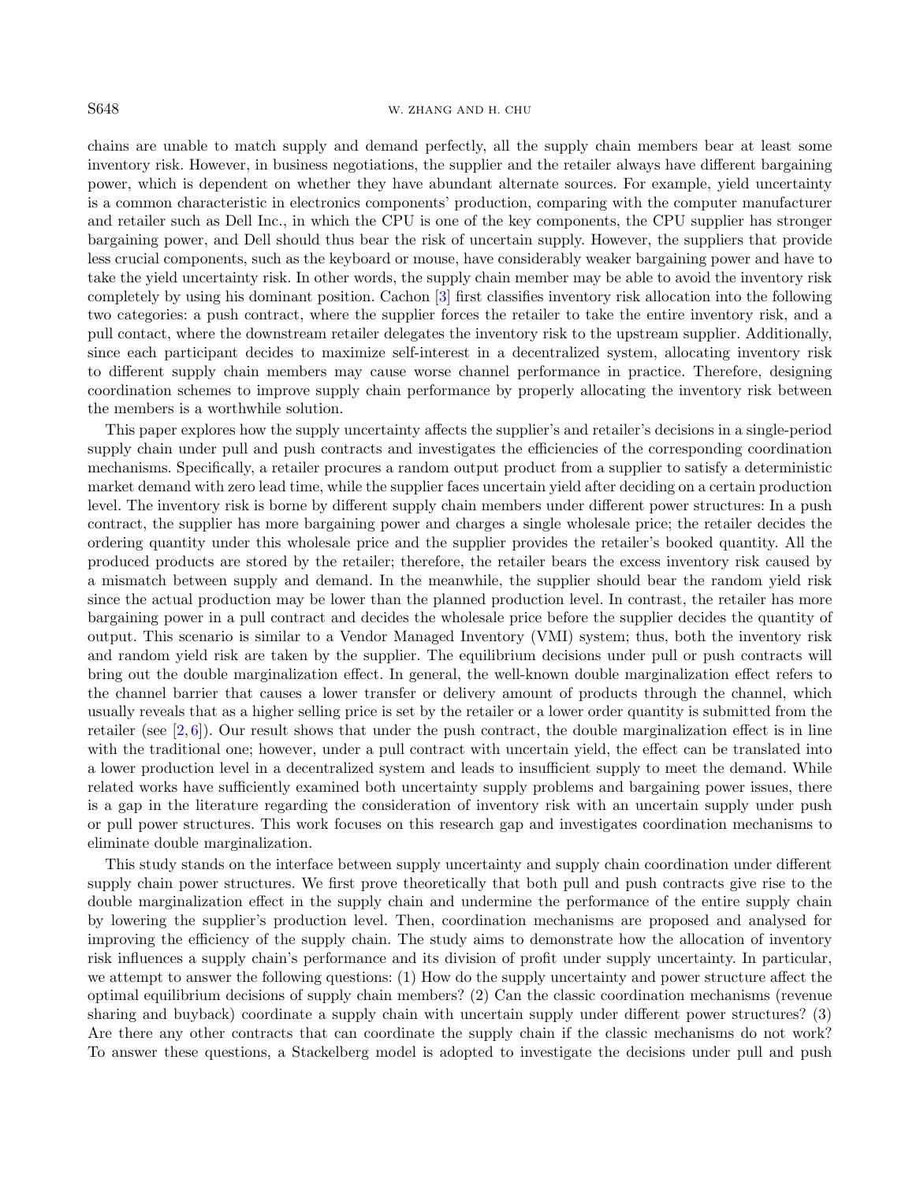chains are unable to match supply and demand perfectly, all the supply chain members bear at least some inventory risk. However, in business negotiations, the supplier and the retailer always have different bargaining power, which is dependent on whether they have abundant alternate sources. For example, yield uncertainty is a common characteristic in electronics components' production, comparing with the computer manufacturer and retailer such as Dell Inc., in which the CPU is one of the key components, the CPU supplier has stronger bargaining power, and Dell should thus bear the risk of uncertain supply. However, the suppliers that provide less crucial components, such as the keyboard or mouse, have considerably weaker bargaining power and have to take the yield uncertainty risk. In other words, the supply chain member may be able to avoid the inventory risk completely by using his dominant position. Cachon [3] first classifies inventory risk allocation into the following two categories: a push contract, where the supplier forces the retailer to take the entire inventory risk, and a pull contact, where the downstream retailer delegates the inventory risk to the upstream supplier. Additionally, since each participant decides to maximize self-interest in a decentralized system, allocating inventory risk to different supply chain members may cause worse channel performance in practice. Therefore, designing coordination schemes to improve supply chain performance by properly allocating the inventory risk between the members is a worthwhile solution.

This paper explores how the supply uncertainty affects the supplier's and retailer's decisions in a single-period supply chain under pull and push contracts and investigates the efficiencies of the corresponding coordination mechanisms. Specifically, a retailer procures a random output product from a supplier to satisfy a deterministic market demand with zero lead time, while the supplier faces uncertain yield after deciding on a certain production level. The inventory risk is borne by different supply chain members under different power structures: In a push contract, the supplier has more bargaining power and charges a single wholesale price; the retailer decides the ordering quantity under this wholesale price and the supplier provides the retailer's booked quantity. All the produced products are stored by the retailer; therefore, the retailer bears the excess inventory risk caused by a mismatch between supply and demand. In the meanwhile, the supplier should bear the random yield risk since the actual production may be lower than the planned production level. In contrast, the retailer has more bargaining power in a pull contract and decides the wholesale price before the supplier decides the quantity of output. This scenario is similar to a Vendor Managed Inventory (VMI) system; thus, both the inventory risk and random yield risk are taken by the supplier. The equilibrium decisions under pull or push contracts will bring out the double marginalization effect. In general, the well-known double marginalization effect refers to the channel barrier that causes a lower transfer or delivery amount of products through the channel, which usually reveals that as a higher selling price is set by the retailer or a lower order quantity is submitted from the retailer (see [2, 6]). Our result shows that under the push contract, the double marginalization effect is in line with the traditional one; however, under a pull contract with uncertain yield, the effect can be translated into a lower production level in a decentralized system and leads to insufficient supply to meet the demand. While related works have sufficiently examined both uncertainty supply problems and bargaining power issues, there is a gap in the literature regarding the consideration of inventory risk with an uncertain supply under push or pull power structures. This work focuses on this research gap and investigates coordination mechanisms to eliminate double marginalization.

This study stands on the interface between supply uncertainty and supply chain coordination under different supply chain power structures. We first prove theoretically that both pull and push contracts give rise to the double marginalization effect in the supply chain and undermine the performance of the entire supply chain by lowering the supplier's production level. Then, coordination mechanisms are proposed and analysed for improving the efficiency of the supply chain. The study aims to demonstrate how the allocation of inventory risk influences a supply chain's performance and its division of profit under supply uncertainty. In particular, we attempt to answer the following questions: (1) How do the supply uncertainty and power structure affect the optimal equilibrium decisions of supply chain members? (2) Can the classic coordination mechanisms (revenue sharing and buyback) coordinate a supply chain with uncertain supply under different power structures? (3) Are there any other contracts that can coordinate the supply chain if the classic mechanisms do not work? To answer these questions, a Stackelberg model is adopted to investigate the decisions under pull and push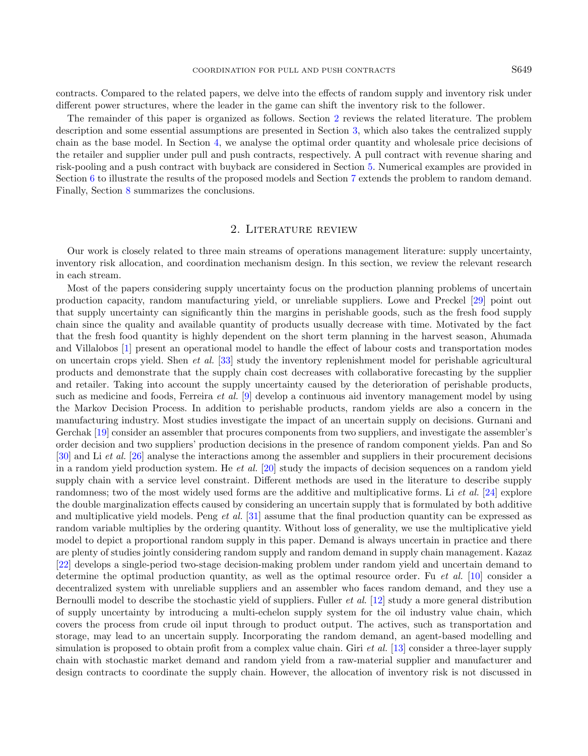contracts. Compared to the related papers, we delve into the effects of random supply and inventory risk under different power structures, where the leader in the game can shift the inventory risk to the follower.

The remainder of this paper is organized as follows. Section 2 reviews the related literature. The problem description and some essential assumptions are presented in Section 3, which also takes the centralized supply chain as the base model. In Section 4, we analyse the optimal order quantity and wholesale price decisions of the retailer and supplier under pull and push contracts, respectively. A pull contract with revenue sharing and risk-pooling and a push contract with buyback are considered in Section 5. Numerical examples are provided in Section 6 to illustrate the results of the proposed models and Section 7 extends the problem to random demand. Finally, Section 8 summarizes the conclusions.

## 2. Literature review

Our work is closely related to three main streams of operations management literature: supply uncertainty, inventory risk allocation, and coordination mechanism design. In this section, we review the relevant research in each stream.

Most of the papers considering supply uncertainty focus on the production planning problems of uncertain production capacity, random manufacturing yield, or unreliable suppliers. Lowe and Preckel [29] point out that supply uncertainty can significantly thin the margins in perishable goods, such as the fresh food supply chain since the quality and available quantity of products usually decrease with time. Motivated by the fact that the fresh food quantity is highly dependent on the short term planning in the harvest season, Ahumada and Villalobos [1] present an operational model to handle the effect of labour costs and transportation modes on uncertain crops yield. Shen *et al.* [33] study the inventory replenishment model for perishable agricultural products and demonstrate that the supply chain cost decreases with collaborative forecasting by the supplier and retailer. Taking into account the supply uncertainty caused by the deterioration of perishable products, such as medicine and foods, Ferreira *et al.* [9] develop a continuous aid inventory management model by using the Markov Decision Process. In addition to perishable products, random yields are also a concern in the manufacturing industry. Most studies investigate the impact of an uncertain supply on decisions. Gurnani and Gerchak [19] consider an assembler that procures components from two suppliers, and investigate the assembler's order decision and two suppliers' production decisions in the presence of random component yields. Pan and So [30] and Li *et al.* [26] analyse the interactions among the assembler and suppliers in their procurement decisions in a random yield production system. He *et al.* [20] study the impacts of decision sequences on a random yield supply chain with a service level constraint. Different methods are used in the literature to describe supply randomness; two of the most widely used forms are the additive and multiplicative forms. Li *et al.* [24] explore the double marginalization effects caused by considering an uncertain supply that is formulated by both additive and multiplicative yield models. Peng *et al.* [31] assume that the final production quantity can be expressed as random variable multiplies by the ordering quantity. Without loss of generality, we use the multiplicative yield model to depict a proportional random supply in this paper. Demand is always uncertain in practice and there are plenty of studies jointly considering random supply and random demand in supply chain management. Kazaz [22] develops a single-period two-stage decision-making problem under random yield and uncertain demand to determine the optimal production quantity, as well as the optimal resource order. Fu *et al.* [10] consider a decentralized system with unreliable suppliers and an assembler who faces random demand, and they use a Bernoulli model to describe the stochastic yield of suppliers. Fuller *et al.* [12] study a more general distribution of supply uncertainty by introducing a multi-echelon supply system for the oil industry value chain, which covers the process from crude oil input through to product output. The actives, such as transportation and storage, may lead to an uncertain supply. Incorporating the random demand, an agent-based modelling and simulation is proposed to obtain profit from a complex value chain. Giri *et al.* [13] consider a three-layer supply chain with stochastic market demand and random yield from a raw-material supplier and manufacturer and design contracts to coordinate the supply chain. However, the allocation of inventory risk is not discussed in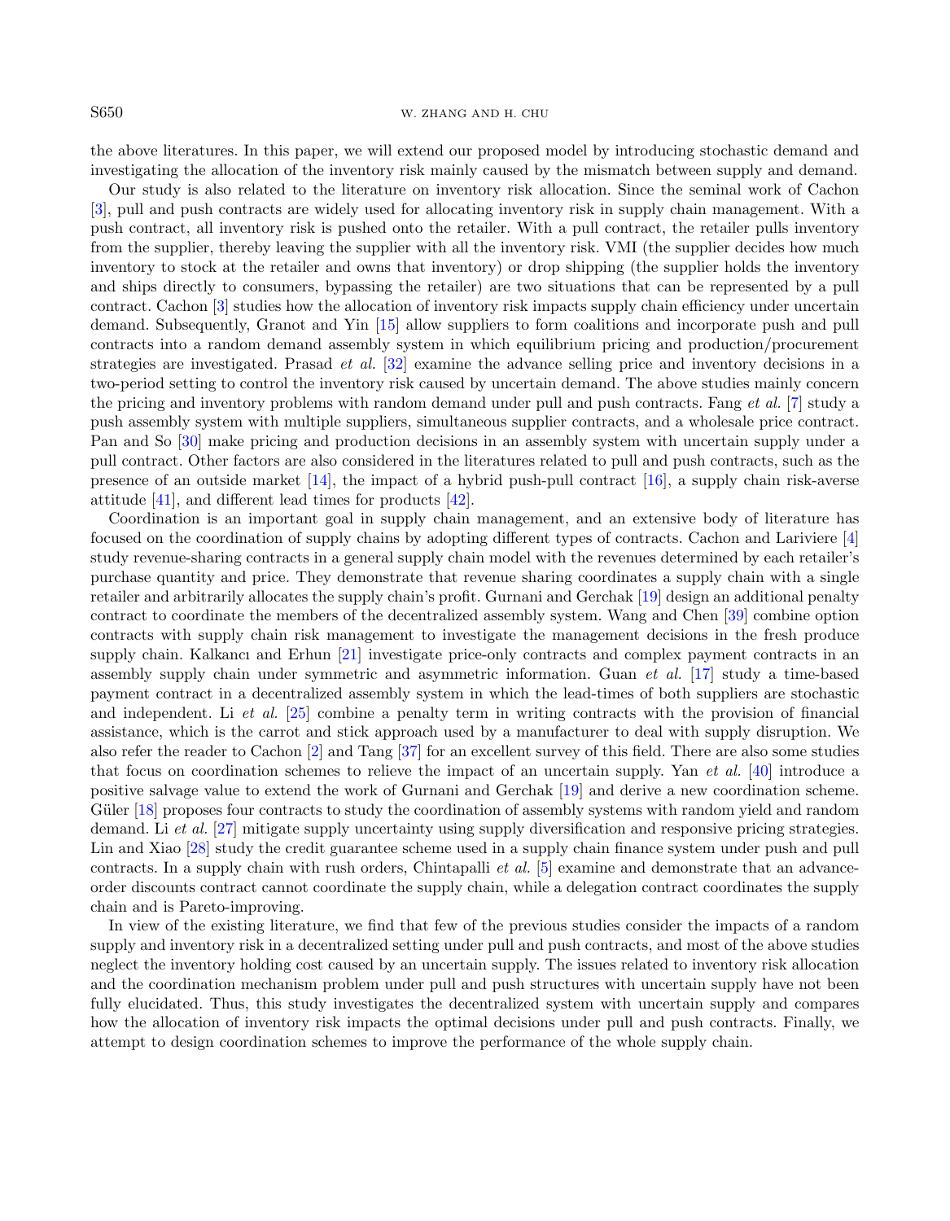the above literatures. In this paper, we will extend our proposed model by introducing stochastic demand and investigating the allocation of the inventory risk mainly caused by the mismatch between supply and demand.

Our study is also related to the literature on inventory risk allocation. Since the seminal work of Cachon [3], pull and push contracts are widely used for allocating inventory risk in supply chain management. With a push contract, all inventory risk is pushed onto the retailer. With a pull contract, the retailer pulls inventory from the supplier, thereby leaving the supplier with all the inventory risk. VMI (the supplier decides how much inventory to stock at the retailer and owns that inventory) or drop shipping (the supplier holds the inventory and ships directly to consumers, bypassing the retailer) are two situations that can be represented by a pull contract. Cachon [3] studies how the allocation of inventory risk impacts supply chain efficiency under uncertain demand. Subsequently, Granot and Yin [15] allow suppliers to form coalitions and incorporate push and pull contracts into a random demand assembly system in which equilibrium pricing and production/procurement strategies are investigated. Prasad *et al.* [32] examine the advance selling price and inventory decisions in a two-period setting to control the inventory risk caused by uncertain demand. The above studies mainly concern the pricing and inventory problems with random demand under pull and push contracts. Fang *et al.* [7] study a push assembly system with multiple suppliers, simultaneous supplier contracts, and a wholesale price contract. Pan and So [30] make pricing and production decisions in an assembly system with uncertain supply under a pull contract. Other factors are also considered in the literatures related to pull and push contracts, such as the presence of an outside market [14], the impact of a hybrid push-pull contract [16], a supply chain risk-averse attitude [41], and different lead times for products [42].

Coordination is an important goal in supply chain management, and an extensive body of literature has focused on the coordination of supply chains by adopting different types of contracts. Cachon and Lariviere [4] study revenue-sharing contracts in a general supply chain model with the revenues determined by each retailer's purchase quantity and price. They demonstrate that revenue sharing coordinates a supply chain with a single retailer and arbitrarily allocates the supply chain's profit. Gurnani and Gerchak [19] design an additional penalty contract to coordinate the members of the decentralized assembly system. Wang and Chen [39] combine option contracts with supply chain risk management to investigate the management decisions in the fresh produce supply chain. Kalkancı and Erhun [21] investigate price-only contracts and complex payment contracts in an assembly supply chain under symmetric and asymmetric information. Guan *et al.* [17] study a time-based payment contract in a decentralized assembly system in which the lead-times of both suppliers are stochastic and independent. Li *et al.* [25] combine a penalty term in writing contracts with the provision of financial assistance, which is the carrot and stick approach used by a manufacturer to deal with supply disruption. We also refer the reader to Cachon [2] and Tang [37] for an excellent survey of this field. There are also some studies that focus on coordination schemes to relieve the impact of an uncertain supply. Yan *et al.* [40] introduce a positive salvage value to extend the work of Gurnani and Gerchak [19] and derive a new coordination scheme. Güler [18] proposes four contracts to study the coordination of assembly systems with random yield and random demand. Li *et al.* [27] mitigate supply uncertainty using supply diversification and responsive pricing strategies. Lin and Xiao [28] study the credit guarantee scheme used in a supply chain finance system under push and pull contracts. In a supply chain with rush orders, Chintapalli *et al.* [5] examine and demonstrate that an advance-order discounts contract cannot coordinate the supply chain, while a delegation contract coordinates the supply chain and is Pareto-improving.

In view of the existing literature, we find that few of the previous studies consider the impacts of a random supply and inventory risk in a decentralized setting under pull and push contracts, and most of the above studies neglect the inventory holding cost caused by an uncertain supply. The issues related to inventory risk allocation and the coordination mechanism problem under pull and push structures with uncertain supply have not been fully elucidated. Thus, this study investigates the decentralized system with uncertain supply and compares how the allocation of inventory risk impacts the optimal decisions under pull and push contracts. Finally, we attempt to design coordination schemes to improve the performance of the whole supply chain.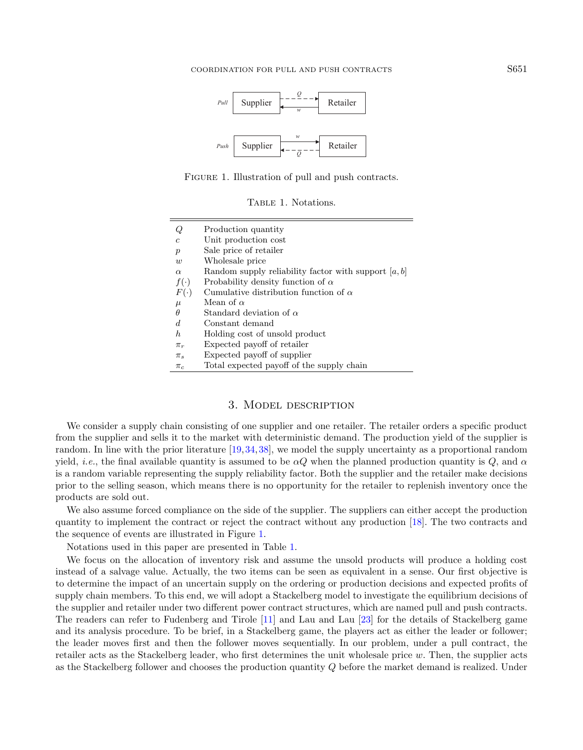Figure 1. Illustration of pull and push contracts.

Table 1. Notations.

| | |
|---|---|
| $Q$ | Production quantity |
| $c$ | Unit production cost |
| $p$ | Sale price of retailer |
| $w$ | Wholesale price |
| $\alpha$ | Random supply reliability factor with support $[a, b]$ |
| $f(\cdot)$ | Probability density function of $\alpha$ |
| $F(\cdot)$ | Cumulative distribution function of $\alpha$ |
| $\mu$ | Mean of $\alpha$ |
| $\theta$ | Standard deviation of $\alpha$ |
| $d$ | Constant demand |
| $h$ | Holding cost of unsold product |
| $\pi_r$ | Expected payoff of retailer |
| $\pi_s$ | Expected payoff of supplier |
| $\pi_c$ | Total expected payoff of the supply chain |

## 3. Model description

We consider a supply chain consisting of one supplier and one retailer. The retailer orders a specific product from the supplier and sells it to the market with deterministic demand. The production yield of the supplier is random. In line with the prior literature [19,34,38], we model the supply uncertainty as a proportional random yield, *i.e.*, the final available quantity is assumed to be $\alpha Q$ when the planned production quantity is $Q$, and $\alpha$ is a random variable representing the supply reliability factor. Both the supplier and the retailer make decisions prior to the selling season, which means there is no opportunity for the retailer to replenish inventory once the products are sold out.

We also assume forced compliance on the side of the supplier. The suppliers can either accept the production quantity to implement the contract or reject the contract without any production [18]. The two contracts and the sequence of events are illustrated in Figure 1.

Notations used in this paper are presented in Table 1.

We focus on the allocation of inventory risk and assume the unsold products will produce a holding cost instead of a salvage value. Actually, the two items can be seen as equivalent in a sense. Our first objective is to determine the impact of an uncertain supply on the ordering or production decisions and expected profits of supply chain members. To this end, we will adopt a Stackelberg model to investigate the equilibrium decisions of the supplier and retailer under two different power contract structures, which are named pull and push contracts. The readers can refer to Fudenberg and Tirole [11] and Lau and Lau [23] for the details of Stackelberg game and its analysis procedure. To be brief, in a Stackelberg game, the players act as either the leader or follower; the leader moves first and then the follower moves sequentially. In our problem, under a pull contract, the retailer acts as the Stackelberg leader, who first determines the unit wholesale price $w$. Then, the supplier acts as the Stackelberg follower and chooses the production quantity $Q$ before the market demand is realized. Under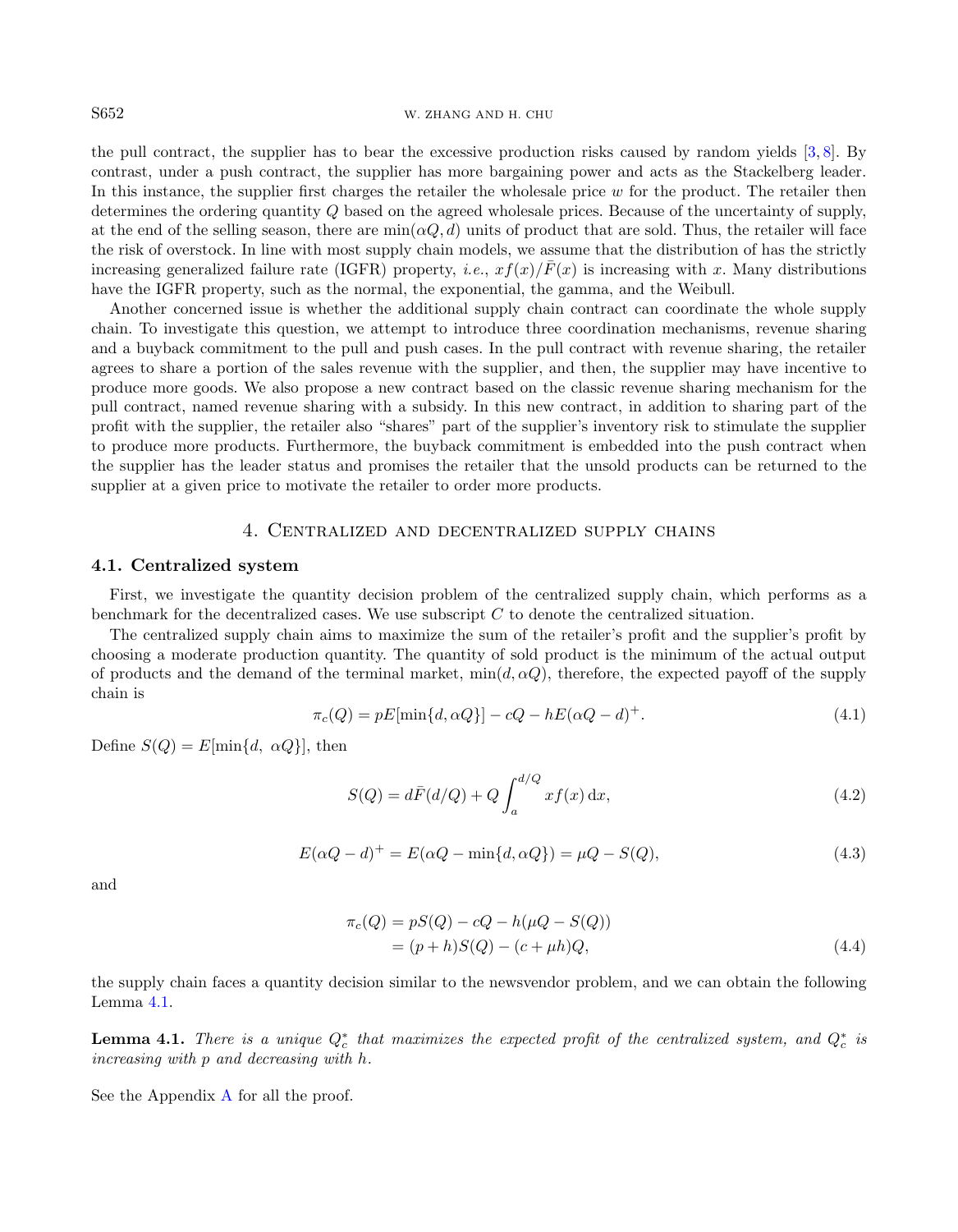the pull contract, the supplier has to bear the excessive production risks caused by random yields [3, 8]. By contrast, under a push contract, the supplier has more bargaining power and acts as the Stackelberg leader. In this instance, the supplier first charges the retailer the wholesale price $w$ for the product. The retailer then determines the ordering quantity $Q$ based on the agreed wholesale prices. Because of the uncertainty of supply, at the end of the selling season, there are $\min(\alpha Q, d)$ units of product that are sold. Thus, the retailer will face the risk of overstock. In line with most supply chain models, we assume that the distribution of has the strictly increasing generalized failure rate (IGFR) property, *i.e.*, $xf(x)/\bar{F}(x)$ is increasing with $x$. Many distributions have the IGFR property, such as the normal, the exponential, the gamma, and the Weibull.

Another concerned issue is whether the additional supply chain contract can coordinate the whole supply chain. To investigate this question, we attempt to introduce three coordination mechanisms, revenue sharing and a buyback commitment to the pull and push cases. In the pull contract with revenue sharing, the retailer agrees to share a portion of the sales revenue with the supplier, and then, the supplier may have incentive to produce more goods. We also propose a new contract based on the classic revenue sharing mechanism for the pull contract, named revenue sharing with a subsidy. In this new contract, in addition to sharing part of the profit with the supplier, the retailer also "shares" part of the supplier's inventory risk to stimulate the supplier to produce more products. Furthermore, the buyback commitment is embedded into the push contract when the supplier has the leader status and promises the retailer that the unsold products can be returned to the supplier at a given price to motivate the retailer to order more products.

# 4. Centralized and decentralized supply chains

## 4.1. Centralized system

First, we investigate the quantity decision problem of the centralized supply chain, which performs as a benchmark for the decentralized cases. We use subscript $C$ to denote the centralized situation.

The centralized supply chain aims to maximize the sum of the retailer's profit and the supplier's profit by choosing a moderate production quantity. The quantity of sold product is the minimum of the actual output of products and the demand of the terminal market, $\min(d, \alpha Q)$, therefore, the expected payoff of the supply chain is

$$\pi_c(Q) = pE[\min\{d, \alpha Q\}] - cQ - hE(\alpha Q - d)^+. \tag{4.1}$$

Define $S(Q) = E[\min\{d,\ \alpha Q\}]$, then

$$S(Q) = d\bar{F}(d/Q) + Q\int_a^{d/Q} xf(x)\,\mathrm{d}x, \tag{4.2}$$

$$E(\alpha Q - d)^+ = E(\alpha Q - \min\{d, \alpha Q\}) = \mu Q - S(Q), \tag{4.3}$$

and

$$\begin{aligned}\pi_c(Q) &= pS(Q) - cQ - h(\mu Q - S(Q)) \\ &= (p+h)S(Q) - (c + \mu h)Q,\end{aligned} \tag{4.4}$$

the supply chain faces a quantity decision similar to the newsvendor problem, and we can obtain the following Lemma 4.1.

**Lemma 4.1.** *There is a unique $Q_c^*$ that maximizes the expected profit of the centralized system, and $Q_c^*$ is increasing with $p$ and decreasing with $h$.*

See the Appendix A for all the proof.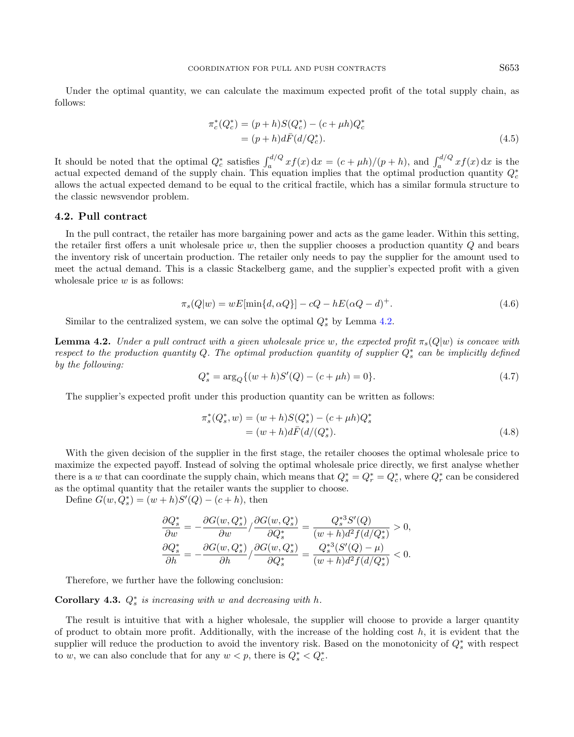Under the optimal quantity, we can calculate the maximum expected profit of the total supply chain, as follows:

$$
\begin{aligned}
\pi_c^*(Q_c^*) &= (p+h)S(Q_c^*) - (c+\mu h)Q_c^* \\
&= (p+h)d\bar{F}(d/Q_c^*).
\end{aligned} \tag{4.5}
$$

It should be noted that the optimal $Q_c^*$ satisfies $\int_a^{d/Q} xf(x)\,\mathrm{d}x = (c+\mu h)/(p+h)$, and $\int_a^{d/Q} xf(x)\,\mathrm{d}x$ is the actual expected demand of the supply chain. This equation implies that the optimal production quantity $Q_c^*$ allows the actual expected demand to be equal to the critical fractile, which has a similar formula structure to the classic newsvendor problem.

### 4.2. Pull contract

In the pull contract, the retailer has more bargaining power and acts as the game leader. Within this setting, the retailer first offers a unit wholesale price $w$, then the supplier chooses a production quantity $Q$ and bears the inventory risk of uncertain production. The retailer only needs to pay the supplier for the amount used to meet the actual demand. This is a classic Stackelberg game, and the supplier's expected profit with a given wholesale price $w$ is as follows:

$$
\pi_s(Q|w) = wE[\min\{d, \alpha Q\}] - cQ - hE(\alpha Q - d)^+. \tag{4.6}
$$

Similar to the centralized system, we can solve the optimal $Q_s^*$ by Lemma 4.2.

**Lemma 4.2.** *Under a pull contract with a given wholesale price $w$, the expected profit $\pi_s(Q|w)$ is concave with respect to the production quantity $Q$. The optimal production quantity of supplier $Q_s^*$ can be implicitly defined by the following:*

$$
Q_s^* = \arg_Q\{(w+h)S'(Q) - (c+\mu h) = 0\}. \tag{4.7}
$$

The supplier's expected profit under this production quantity can be written as follows:

$$
\begin{aligned}
\pi_s^*(Q_s^*, w) &= (w+h)S(Q_s^*) - (c+\mu h)Q_s^* \\
&= (w+h)d\bar{F}(d/(Q_s^*).
\end{aligned} \tag{4.8}
$$

With the given decision of the supplier in the first stage, the retailer chooses the optimal wholesale price to maximize the expected payoff. Instead of solving the optimal wholesale price directly, we first analyse whether there is a $w$ that can coordinate the supply chain, which means that $Q_s^* = Q_r^* = Q_c^*$, where $Q_r^*$ can be considered as the optimal quantity that the retailer wants the supplier to choose.

Define $G(w, Q_s^*) = (w+h)S'(Q) - (c+h)$, then

$$
\begin{aligned}
\frac{\partial Q_s^*}{\partial w} &= -\frac{\partial G(w, Q_s^*)}{\partial w} / \frac{\partial G(w, Q_s^*)}{\partial Q_s^*} = \frac{Q_s^{*3} S'(Q)}{(w+h)d^2 f(d/Q_s^*)} > 0, \\
\frac{\partial Q_s^*}{\partial h} &= -\frac{\partial G(w, Q_s^*)}{\partial h} / \frac{\partial G(w, Q_s^*)}{\partial Q_s^*} = \frac{Q_s^{*3} (S'(Q) - \mu)}{(w+h)d^2 f(d/Q_s^*)} < 0.
\end{aligned}
$$

Therefore, we further have the following conclusion:

**Corollary 4.3.** *$Q_s^*$ is increasing with $w$ and decreasing with $h$.*

The result is intuitive that with a higher wholesale, the supplier will choose to provide a larger quantity of product to obtain more profit. Additionally, with the increase of the holding cost $h$, it is evident that the supplier will reduce the production to avoid the inventory risk. Based on the monotonicity of $Q_s^*$ with respect to $w$, we can also conclude that for any $w < p$, there is $Q_s^* < Q_c^*$.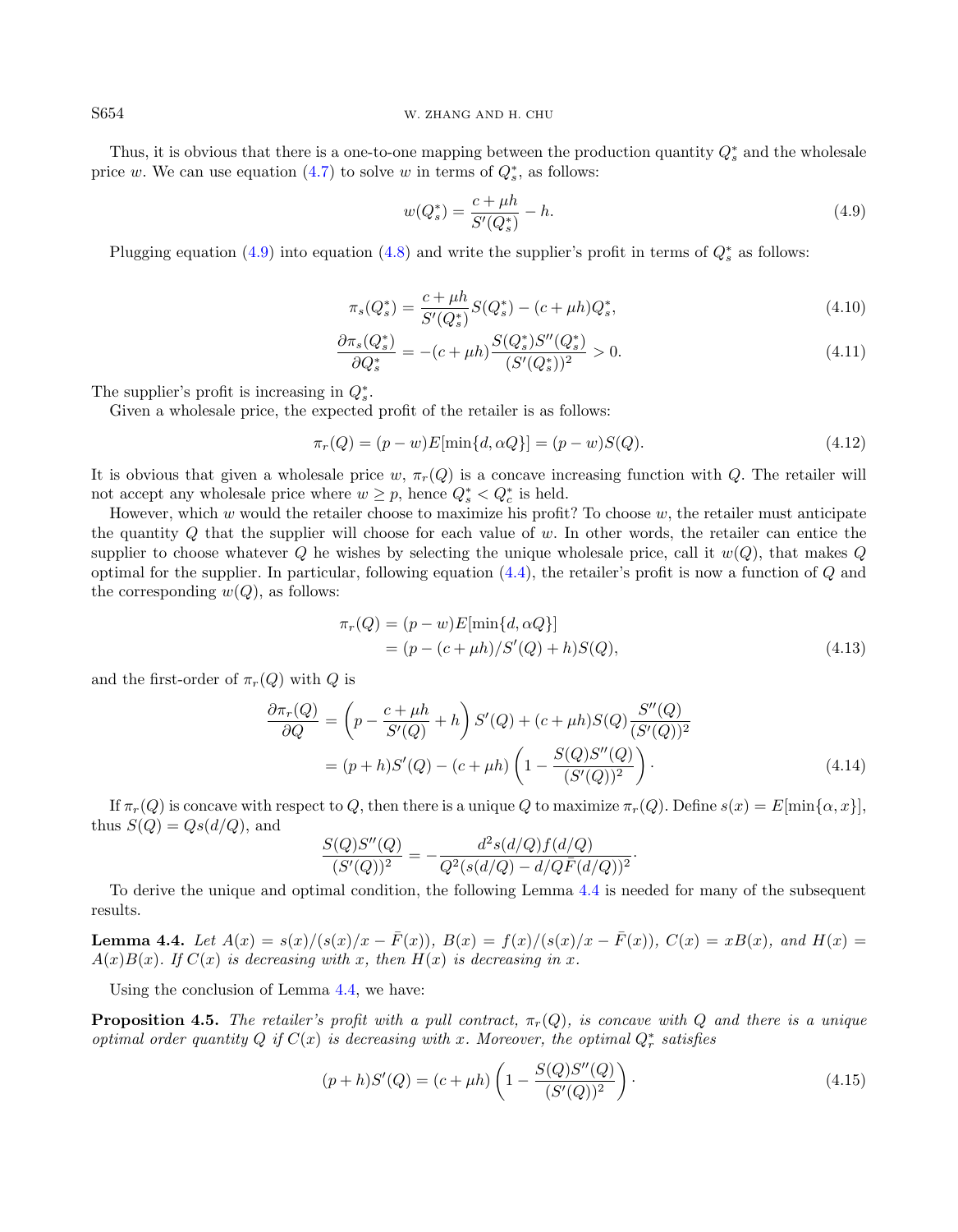Thus, it is obvious that there is a one-to-one mapping between the production quantity $Q_s^*$ and the wholesale price $w$. We can use equation (4.7) to solve $w$ in terms of $Q_s^*$, as follows:

$$w(Q_s^*) = \frac{c + \mu h}{S'(Q_s^*)} - h. \tag{4.9}$$

Plugging equation (4.9) into equation (4.8) and write the supplier's profit in terms of $Q_s^*$ as follows:

$$\pi_s(Q_s^*) = \frac{c + \mu h}{S'(Q_s^*)} S(Q_s^*) - (c + \mu h) Q_s^*, \tag{4.10}$$

$$\frac{\partial \pi_s(Q_s^*)}{\partial Q_s^*} = -(c + \mu h) \frac{S(Q_s^*) S''(Q_s^*)}{(S'(Q_s^*))^2} > 0. \tag{4.11}$$

The supplier's profit is increasing in $Q_s^*$.

Given a wholesale price, the expected profit of the retailer is as follows:

$$\pi_r(Q) = (p - w) E[\min\{d, \alpha Q\}] = (p - w) S(Q). \tag{4.12}$$

It is obvious that given a wholesale price $w$, $\pi_r(Q)$ is a concave increasing function with $Q$. The retailer will not accept any wholesale price where $w \geq p$, hence $Q_s^* < Q_c^*$ is held.

However, which $w$ would the retailer choose to maximize his profit? To choose $w$, the retailer must anticipate the quantity $Q$ that the supplier will choose for each value of $w$. In other words, the retailer can entice the supplier to choose whatever $Q$ he wishes by selecting the unique wholesale price, call it $w(Q)$, that makes $Q$ optimal for the supplier. In particular, following equation (4.4), the retailer's profit is now a function of $Q$ and the corresponding $w(Q)$, as follows:

$$\begin{aligned}\pi_r(Q) &= (p - w) E[\min\{d, \alpha Q\}] \\ &= (p - (c + \mu h)/S'(Q) + h) S(Q),\end{aligned} \tag{4.13}$$

and the first-order of $\pi_r(Q)$ with $Q$ is

$$\begin{aligned}\frac{\partial \pi_r(Q)}{\partial Q} &= \left(p - \frac{c + \mu h}{S'(Q)} + h\right) S'(Q) + (c + \mu h) S(Q) \frac{S''(Q)}{(S'(Q))^2} \\ &= (p + h) S'(Q) - (c + \mu h) \left(1 - \frac{S(Q) S''(Q)}{(S'(Q))^2}\right).\end{aligned} \tag{4.14}$$

If $\pi_r(Q)$ is concave with respect to $Q$, then there is a unique $Q$ to maximize $\pi_r(Q)$. Define $s(x) = E[\min\{\alpha, x\}]$, thus $S(Q) = Q s(d/Q)$, and

$$\frac{S(Q) S''(Q)}{(S'(Q))^2} = -\frac{d^2 s(d/Q) f(d/Q)}{Q^2 (s(d/Q) - d/Q \bar{F}(d/Q))^2}.$$

To derive the unique and optimal condition, the following Lemma 4.4 is needed for many of the subsequent results.

**Lemma 4.4.** *Let $A(x) = s(x)/(s(x)/x - \bar{F}(x))$, $B(x) = f(x)/(s(x)/x - \bar{F}(x))$, $C(x) = x B(x)$, and $H(x) = A(x) B(x)$. If $C(x)$ is decreasing with $x$, then $H(x)$ is decreasing in $x$.*

Using the conclusion of Lemma 4.4, we have:

**Proposition 4.5.** *The retailer's profit with a pull contract, $\pi_r(Q)$, is concave with $Q$ and there is a unique optimal order quantity $Q$ if $C(x)$ is decreasing with $x$. Moreover, the optimal $Q_r^*$ satisfies*

$$(p + h) S'(Q) = (c + \mu h) \left(1 - \frac{S(Q) S''(Q)}{(S'(Q))^2}\right). \tag{4.15}$$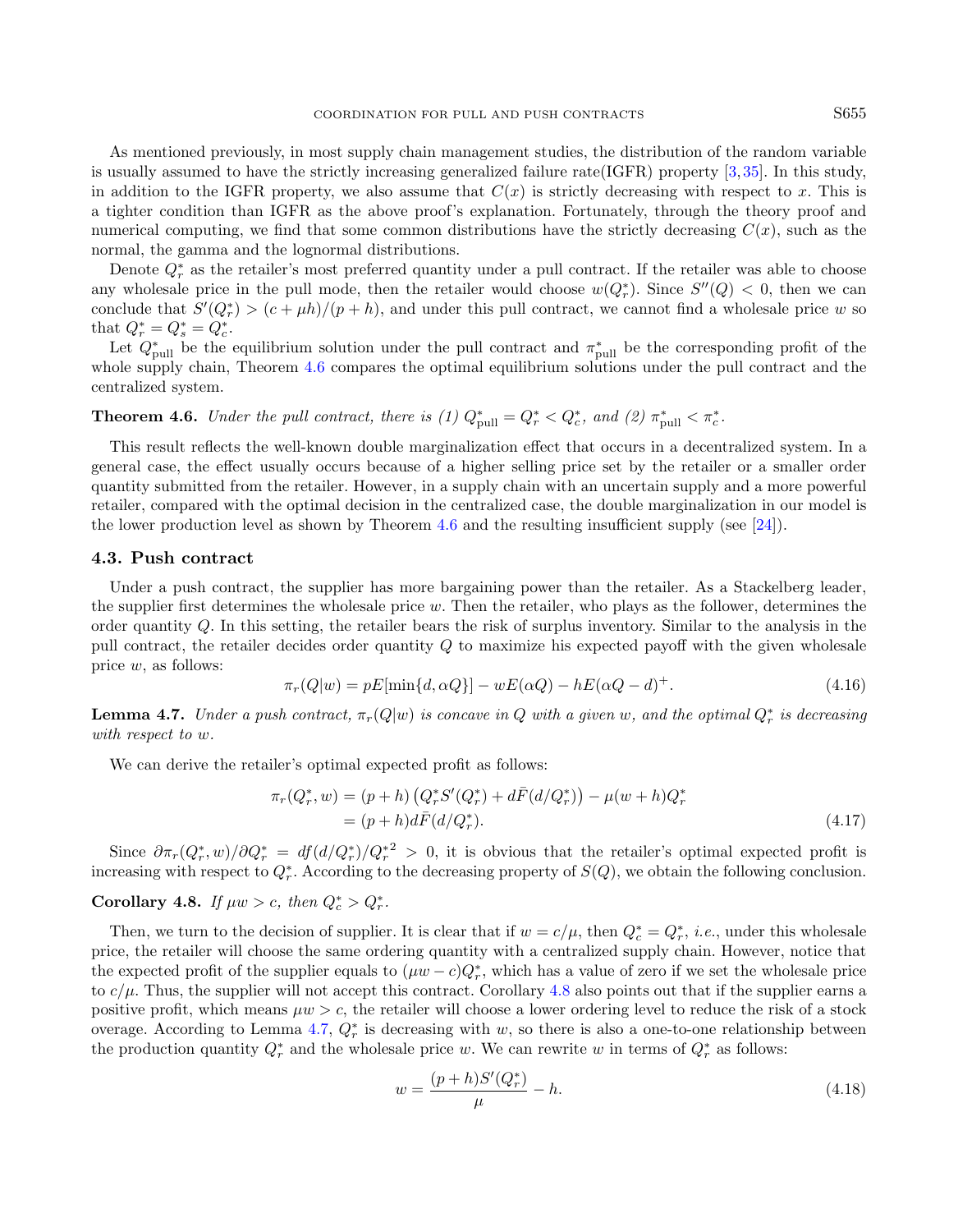As mentioned previously, in most supply chain management studies, the distribution of the random variable is usually assumed to have the strictly increasing generalized failure rate(IGFR) property [3, 35]. In this study, in addition to the IGFR property, we also assume that $C(x)$ is strictly decreasing with respect to $x$. This is a tighter condition than IGFR as the above proof's explanation. Fortunately, through the theory proof and numerical computing, we find that some common distributions have the strictly decreasing $C(x)$, such as the normal, the gamma and the lognormal distributions.

Denote $Q_r^*$ as the retailer's most preferred quantity under a pull contract. If the retailer was able to choose any wholesale price in the pull mode, then the retailer would choose $w(Q_r^*)$. Since $S''(Q) < 0$, then we can conclude that $S'(Q_r^*) > (c + \mu h)/(p + h)$, and under this pull contract, we cannot find a wholesale price $w$ so that $Q_r^* = Q_s^* = Q_c^*$.

Let $Q_{\text{pull}}^*$ be the equilibrium solution under the pull contract and $\pi_{\text{pull}}^*$ be the corresponding profit of the whole supply chain, Theorem 4.6 compares the optimal equilibrium solutions under the pull contract and the centralized system.

**Theorem 4.6.** *Under the pull contract, there is (1) $Q_{\text{pull}}^* = Q_r^* < Q_c^*$, and (2) $\pi_{\text{pull}}^* < \pi_c^*$.*

This result reflects the well-known double marginalization effect that occurs in a decentralized system. In a general case, the effect usually occurs because of a higher selling price set by the retailer or a smaller order quantity submitted from the retailer. However, in a supply chain with an uncertain supply and a more powerful retailer, compared with the optimal decision in the centralized case, the double marginalization in our model is the lower production level as shown by Theorem 4.6 and the resulting insufficient supply (see [24]).

### 4.3. Push contract

Under a push contract, the supplier has more bargaining power than the retailer. As a Stackelberg leader, the supplier first determines the wholesale price $w$. Then the retailer, who plays as the follower, determines the order quantity $Q$. In this setting, the retailer bears the risk of surplus inventory. Similar to the analysis in the pull contract, the retailer decides order quantity $Q$ to maximize his expected payoff with the given wholesale price $w$, as follows:

$$\pi_r(Q|w) = pE[\min\{d, \alpha Q\}] - wE(\alpha Q) - hE(\alpha Q - d)^+. \tag{4.16}$$

**Lemma 4.7.** *Under a push contract, $\pi_r(Q|w)$ is concave in $Q$ with a given $w$, and the optimal $Q_r^*$ is decreasing with respect to $w$.*

We can derive the retailer's optimal expected profit as follows:

$$\begin{aligned}\pi_r(Q_r^*, w) &= (p + h)\left(Q_r^* S'(Q_r^*) + d\bar{F}(d/Q_r^*)\right) - \mu(w + h)Q_r^* \\ &= (p + h)d\bar{F}(d/Q_r^*).\end{aligned} \tag{4.17}$$

Since $\partial \pi_r(Q_r^*, w)/\partial Q_r^* = df(d/Q_r^*)/Q_r^{*2} > 0$, it is obvious that the retailer's optimal expected profit is increasing with respect to $Q_r^*$. According to the decreasing property of $S(Q)$, we obtain the following conclusion.

**Corollary 4.8.** *If $\mu w > c$, then $Q_c^* > Q_r^*$.*

Then, we turn to the decision of supplier. It is clear that if $w = c/\mu$, then $Q_c^* = Q_r^*$, *i.e.*, under this wholesale price, the retailer will choose the same ordering quantity with a centralized supply chain. However, notice that the expected profit of the supplier equals to $(\mu w - c)Q_r^*$, which has a value of zero if we set the wholesale price to $c/\mu$. Thus, the supplier will not accept this contract. Corollary 4.8 also points out that if the supplier earns a positive profit, which means $\mu w > c$, the retailer will choose a lower ordering level to reduce the risk of a stock overage. According to Lemma 4.7, $Q_r^*$ is decreasing with $w$, so there is also a one-to-one relationship between the production quantity $Q_r^*$ and the wholesale price $w$. We can rewrite $w$ in terms of $Q_r^*$ as follows:

$$w = \frac{(p + h)S'(Q_r^*)}{\mu} - h. \tag{4.18}$$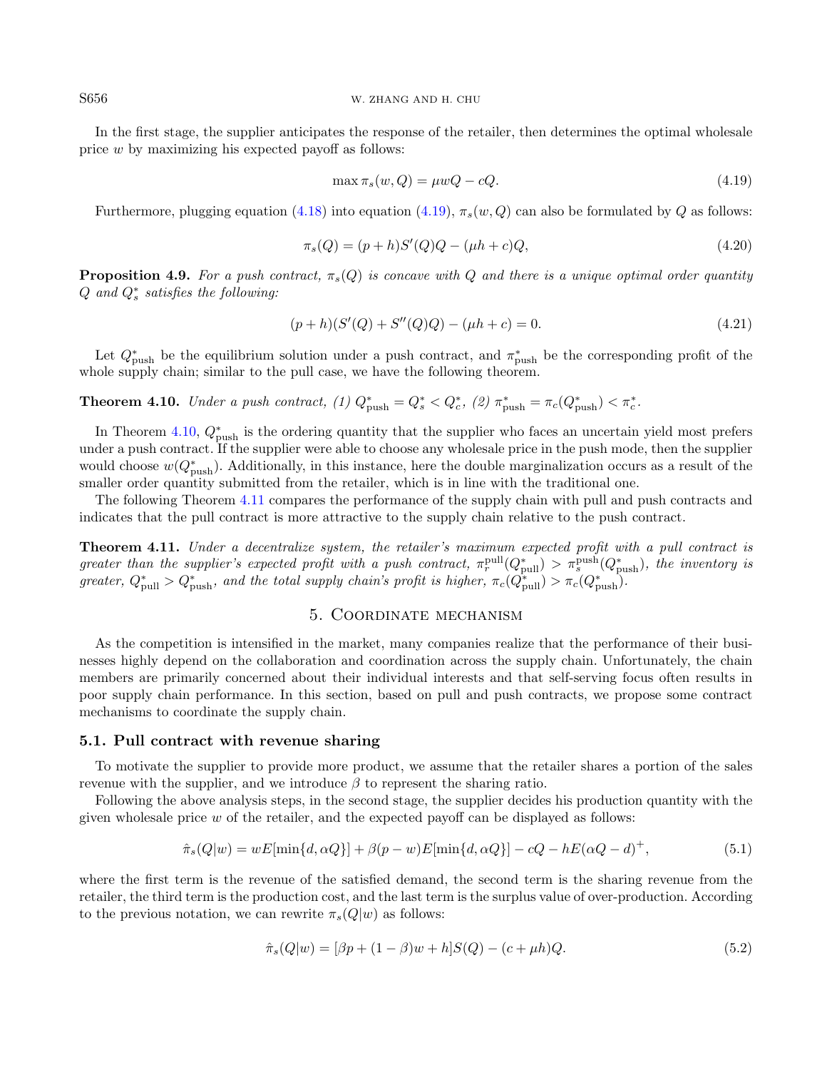In the first stage, the supplier anticipates the response of the retailer, then determines the optimal wholesale price $w$ by maximizing his expected payoff as follows:

$$\max \pi_s(w, Q) = \mu w Q - cQ. \tag{4.19}$$

Furthermore, plugging equation (4.18) into equation (4.19), $\pi_s(w, Q)$ can also be formulated by $Q$ as follows:

$$\pi_s(Q) = (p+h)S'(Q)Q - (\mu h + c)Q, \tag{4.20}$$

**Proposition 4.9.** *For a push contract, $\pi_s(Q)$ is concave with $Q$ and there is a unique optimal order quantity $Q$ and $Q_s^*$ satisfies the following:*

$$(p+h)(S'(Q) + S''(Q)Q) - (\mu h + c) = 0. \tag{4.21}$$

Let $Q^*_{\text{push}}$ be the equilibrium solution under a push contract, and $\pi^*_{\text{push}}$ be the corresponding profit of the whole supply chain; similar to the pull case, we have the following theorem.

**Theorem 4.10.** *Under a push contract, (1) $Q^*_{\text{push}} = Q^*_s < Q^*_c$, (2) $\pi^*_{\text{push}} = \pi_c(Q^*_{\text{push}}) < \pi^*_c$.*

In Theorem 4.10, $Q^*_{\text{push}}$ is the ordering quantity that the supplier who faces an uncertain yield most prefers under a push contract. If the supplier were able to choose any wholesale price in the push mode, then the supplier would choose $w(Q^*_{\text{push}})$. Additionally, in this instance, here the double marginalization occurs as a result of the smaller order quantity submitted from the retailer, which is in line with the traditional one.

The following Theorem 4.11 compares the performance of the supply chain with pull and push contracts and indicates that the pull contract is more attractive to the supply chain relative to the push contract.

**Theorem 4.11.** *Under a decentralize system, the retailer's maximum expected profit with a pull contract is greater than the supplier's expected profit with a push contract, $\pi_r^{\text{pull}}(Q^*_{\text{pull}}) > \pi_s^{\text{push}}(Q^*_{\text{push}})$, the inventory is greater, $Q^*_{\text{pull}} > Q^*_{\text{push}}$, and the total supply chain's profit is higher, $\pi_c(Q^*_{\text{pull}}) > \pi_c(Q^*_{\text{push}})$.*

## 5. Coordinate mechanism

As the competition is intensified in the market, many companies realize that the performance of their businesses highly depend on the collaboration and coordination across the supply chain. Unfortunately, the chain members are primarily concerned about their individual interests and that self-serving focus often results in poor supply chain performance. In this section, based on pull and push contracts, we propose some contract mechanisms to coordinate the supply chain.

### 5.1. Pull contract with revenue sharing

To motivate the supplier to provide more product, we assume that the retailer shares a portion of the sales revenue with the supplier, and we introduce $\beta$ to represent the sharing ratio.

Following the above analysis steps, in the second stage, the supplier decides his production quantity with the given wholesale price $w$ of the retailer, and the expected payoff can be displayed as follows:

$$\hat{\pi}_s(Q|w) = wE[\min\{d, \alpha Q\}] + \beta(p-w)E[\min\{d, \alpha Q\}] - cQ - hE(\alpha Q - d)^+, \tag{5.1}$$

where the first term is the revenue of the satisfied demand, the second term is the sharing revenue from the retailer, the third term is the production cost, and the last term is the surplus value of over-production. According to the previous notation, we can rewrite $\pi_s(Q|w)$ as follows:

$$\hat{\pi}_s(Q|w) = [\beta p + (1-\beta)w + h]S(Q) - (c + \mu h)Q. \tag{5.2}$$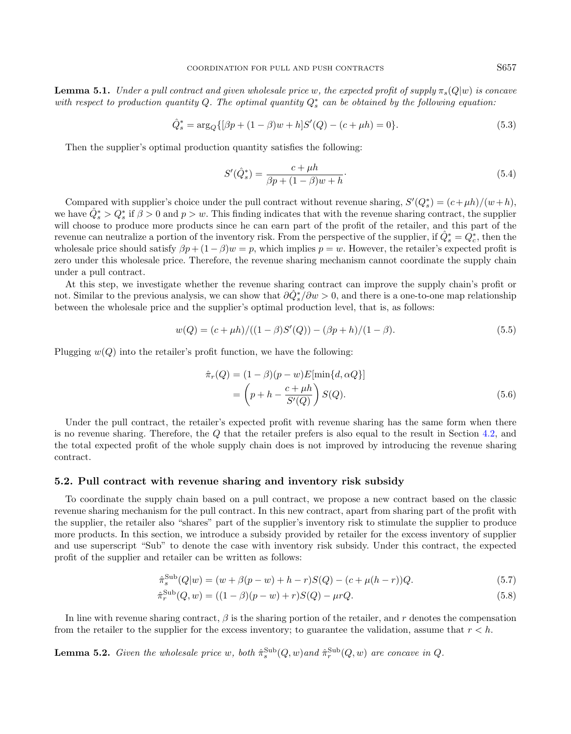**Lemma 5.1.** *Under a pull contract and given wholesale price* $w$*, the expected profit of supply* $\pi_s(Q|w)$ *is concave with respect to production quantity* $Q$*. The optimal quantity* $Q_s^*$ *can be obtained by the following equation:*

$$\hat{Q}_s^* = \arg_Q\{[\beta p + (1-\beta)w + h]S'(Q) - (c + \mu h) = 0\}. \tag{5.3}$$

Then the supplier's optimal production quantity satisfies the following:

$$S'(\hat{Q}_s^*) = \frac{c + \mu h}{\beta p + (1-\beta)w + h}. \tag{5.4}$$

Compared with supplier's choice under the pull contract without revenue sharing, $S'(Q_s^*) = (c+\mu h)/(w+h)$, we have $\hat{Q}_s^* > Q_s^*$ if $\beta > 0$ and $p > w$. This finding indicates that with the revenue sharing contract, the supplier will choose to produce more products since he can earn part of the profit of the retailer, and this part of the revenue can neutralize a portion of the inventory risk. From the perspective of the supplier, if $\hat{Q}_s^* = Q_c^*$, then the wholesale price should satisfy $\beta p + (1-\beta)w = p$, which implies $p = w$. However, the retailer's expected profit is zero under this wholesale price. Therefore, the revenue sharing mechanism cannot coordinate the supply chain under a pull contract.

At this step, we investigate whether the revenue sharing contract can improve the supply chain's profit or not. Similar to the previous analysis, we can show that $\partial \hat{Q}_s^*/\partial w > 0$, and there is a one-to-one map relationship between the wholesale price and the supplier's optimal production level, that is, as follows:

$$w(Q) = (c + \mu h)/((1-\beta)S'(Q)) - (\beta p + h)/(1-\beta). \tag{5.5}$$

Plugging $w(Q)$ into the retailer's profit function, we have the following:

$$\begin{aligned}\hat{\pi}_r(Q) &= (1-\beta)(p-w)E[\min\{d, \alpha Q\}] \\ &= \left(p + h - \frac{c+\mu h}{S'(Q)}\right) S(Q).\end{aligned} \tag{5.6}$$

Under the pull contract, the retailer's expected profit with revenue sharing has the same form when there is no revenue sharing. Therefore, the $Q$ that the retailer prefers is also equal to the result in Section 4.2, and the total expected profit of the whole supply chain does is not improved by introducing the revenue sharing contract.

### 5.2. Pull contract with revenue sharing and inventory risk subsidy

To coordinate the supply chain based on a pull contract, we propose a new contract based on the classic revenue sharing mechanism for the pull contract. In this new contract, apart from sharing part of the profit with the supplier, the retailer also "shares" part of the supplier's inventory risk to stimulate the supplier to produce more products. In this section, we introduce a subsidy provided by retailer for the excess inventory of supplier and use superscript "Sub" to denote the case with inventory risk subsidy. Under this contract, the expected profit of the supplier and retailer can be written as follows:

$$\hat{\pi}_s^{\text{Sub}}(Q|w) = (w + \beta(p-w) + h - r)S(Q) - (c + \mu(h-r))Q. \tag{5.7}$$

$$\hat{\pi}_r^{\text{Sub}}(Q, w) = ((1-\beta)(p-w) + r)S(Q) - \mu r Q. \tag{5.8}$$

In line with revenue sharing contract, $\beta$ is the sharing portion of the retailer, and $r$ denotes the compensation from the retailer to the supplier for the excess inventory; to guarantee the validation, assume that $r < h$.

**Lemma 5.2.** *Given the wholesale price* $w$*, both* $\hat{\pi}_s^{\text{Sub}}(Q, w)$*and* $\hat{\pi}_r^{\text{Sub}}(Q, w)$ *are concave in* $Q$*.*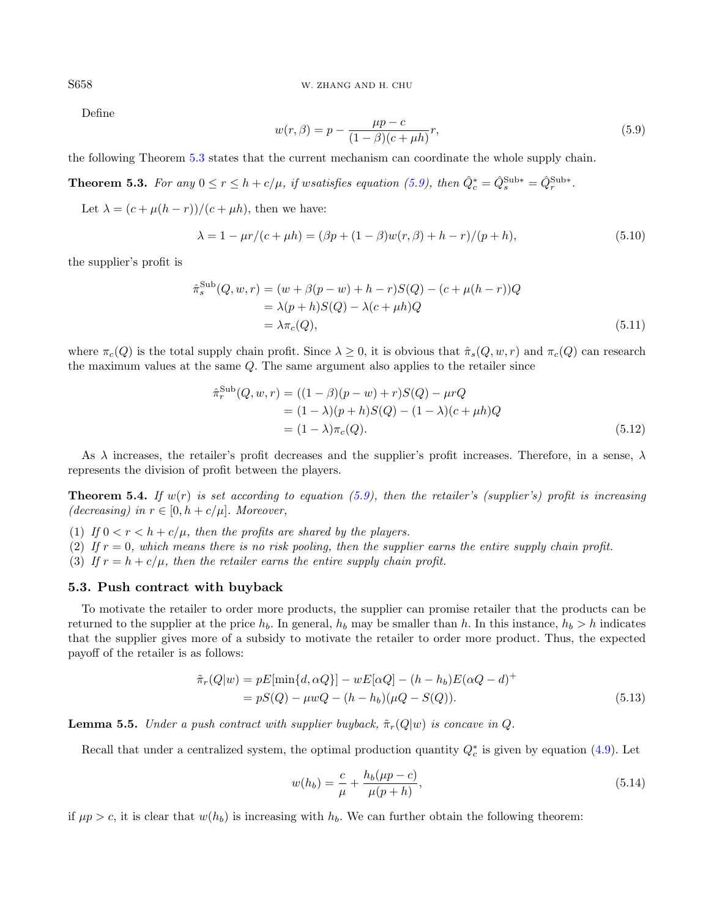Define

$$w(r, \beta) = p - \frac{\mu p - c}{(1-\beta)(c + \mu h)} r, \tag{5.9}$$

the following Theorem 5.3 states that the current mechanism can coordinate the whole supply chain.

**Theorem 5.3.** *For any $0 \leq r \leq h + c/\mu$, if wsatisfies equation (5.9), then $\hat{Q}_c^* = \hat{Q}_s^{\text{Sub}*} = \hat{Q}_r^{\text{Sub}*}$.*

Let $\lambda = (c + \mu(h - r))/(c + \mu h)$, then we have:

$$\lambda = 1 - \mu r/(c + \mu h) = (\beta p + (1-\beta) w(r, \beta) + h - r)/(p + h), \tag{5.10}$$

the supplier's profit is

$$\begin{aligned}
\hat{\pi}_s^{\text{Sub}}(Q, w, r) &= (w + \beta(p - w) + h - r) S(Q) - (c + \mu(h - r)) Q \\
&= \lambda(p + h) S(Q) - \lambda(c + \mu h) Q \\
&= \lambda \pi_c(Q),
\end{aligned} \tag{5.11}$$

where $\pi_c(Q)$ is the total supply chain profit. Since $\lambda \geq 0$, it is obvious that $\hat{\pi}_s(Q, w, r)$ and $\pi_c(Q)$ can research the maximum values at the same $Q$. The same argument also applies to the retailer since

$$\begin{aligned}
\hat{\pi}_r^{\text{Sub}}(Q, w, r) &= ((1-\beta)(p - w) + r) S(Q) - \mu r Q \\
&= (1 - \lambda)(p + h) S(Q) - (1 - \lambda)(c + \mu h) Q \\
&= (1 - \lambda) \pi_c(Q).
\end{aligned} \tag{5.12}$$

As $\lambda$ increases, the retailer's profit decreases and the supplier's profit increases. Therefore, in a sense, $\lambda$ represents the division of profit between the players.

**Theorem 5.4.** *If $w(r)$ is set according to equation (5.9), then the retailer's (supplier's) profit is increasing (decreasing) in $r \in [0, h + c/\mu]$. Moreover,*

(1) *If $0 < r < h + c/\mu$, then the profits are shared by the players.*
(2) *If $r = 0$, which means there is no risk pooling, then the supplier earns the entire supply chain profit.*
(3) *If $r = h + c/\mu$, then the retailer earns the entire supply chain profit.*

### 5.3. Push contract with buyback

To motivate the retailer to order more products, the supplier can promise retailer that the products can be returned to the supplier at the price $h_b$. In general, $h_b$ may be smaller than $h$. In this instance, $h_b > h$ indicates that the supplier gives more of a subsidy to motivate the retailer to order more product. Thus, the expected payoff of the retailer is as follows:

$$\begin{aligned}
\tilde{\pi}_r(Q|w) &= pE[\min\{d, \alpha Q\}] - wE[\alpha Q] - (h - h_b) E(\alpha Q - d)^+ \\
&= pS(Q) - \mu w Q - (h - h_b)(\mu Q - S(Q)).
\end{aligned} \tag{5.13}$$

**Lemma 5.5.** *Under a push contract with supplier buyback, $\tilde{\pi}_r(Q|w)$ is concave in $Q$.*

Recall that under a centralized system, the optimal production quantity $Q_c^*$ is given by equation (4.9). Let

$$w(h_b) = \frac{c}{\mu} + \frac{h_b(\mu p - c)}{\mu(p + h)}, \tag{5.14}$$

if $\mu p > c$, it is clear that $w(h_b)$ is increasing with $h_b$. We can further obtain the following theorem: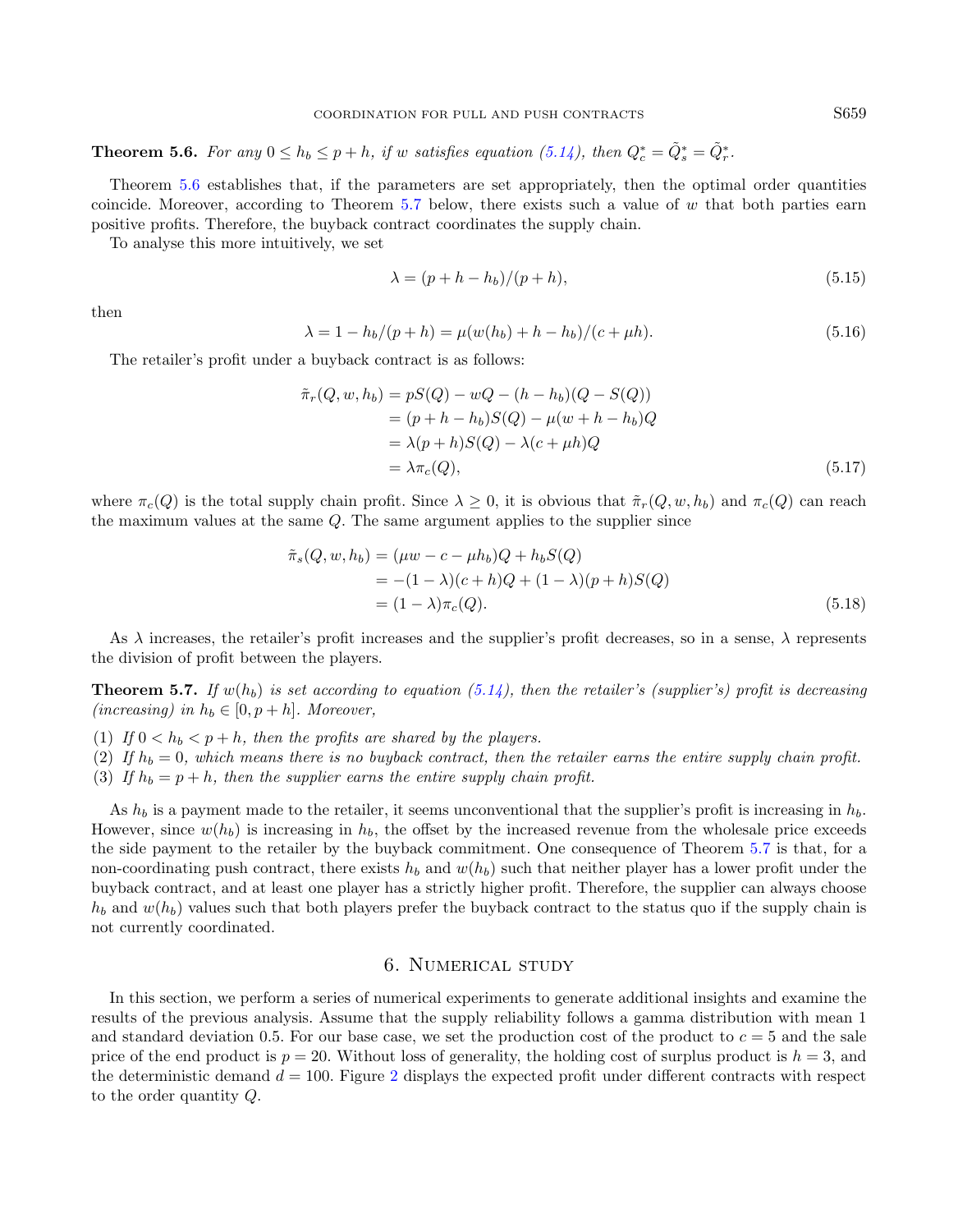**Theorem 5.6.** *For any $0 \leq h_b \leq p + h$, if $w$ satisfies equation (5.14), then $Q_c^* = \tilde{Q}_s^* = \tilde{Q}_r^*$.*

Theorem 5.6 establishes that, if the parameters are set appropriately, then the optimal order quantities coincide. Moreover, according to Theorem 5.7 below, there exists such a value of $w$ that both parties earn positive profits. Therefore, the buyback contract coordinates the supply chain.

To analyse this more intuitively, we set

$$\lambda = (p + h - h_b)/(p + h), \tag{5.15}$$

then

$$\lambda = 1 - h_b/(p + h) = \mu(w(h_b) + h - h_b)/(c + \mu h). \tag{5.16}$$

The retailer's profit under a buyback contract is as follows:

$$\begin{aligned}
\tilde{\pi}_r(Q, w, h_b) &= pS(Q) - wQ - (h - h_b)(Q - S(Q)) \\
&= (p + h - h_b)S(Q) - \mu(w + h - h_b)Q \\
&= \lambda(p + h)S(Q) - \lambda(c + \mu h)Q \\
&= \lambda \pi_c(Q),
\end{aligned} \tag{5.17}$$

where $\pi_c(Q)$ is the total supply chain profit. Since $\lambda \geq 0$, it is obvious that $\tilde{\pi}_r(Q, w, h_b)$ and $\pi_c(Q)$ can reach the maximum values at the same $Q$. The same argument applies to the supplier since

$$\begin{aligned}
\tilde{\pi}_s(Q, w, h_b) &= (\mu w - c - \mu h_b)Q + h_b S(Q) \\
&= -(1 - \lambda)(c + h)Q + (1 - \lambda)(p + h)S(Q) \\
&= (1 - \lambda)\pi_c(Q).
\end{aligned} \tag{5.18}$$

As $\lambda$ increases, the retailer's profit increases and the supplier's profit decreases, so in a sense, $\lambda$ represents the division of profit between the players.

**Theorem 5.7.** *If $w(h_b)$ is set according to equation (5.14), then the retailer's (supplier's) profit is decreasing (increasing) in $h_b \in [0, p + h]$. Moreover,*

(1) *If $0 < h_b < p + h$, then the profits are shared by the players.*
(2) *If $h_b = 0$, which means there is no buyback contract, then the retailer earns the entire supply chain profit.*
(3) *If $h_b = p + h$, then the supplier earns the entire supply chain profit.*

As $h_b$ is a payment made to the retailer, it seems unconventional that the supplier's profit is increasing in $h_b$. However, since $w(h_b)$ is increasing in $h_b$, the offset by the increased revenue from the wholesale price exceeds the side payment to the retailer by the buyback commitment. One consequence of Theorem 5.7 is that, for a non-coordinating push contract, there exists $h_b$ and $w(h_b)$ such that neither player has a lower profit under the buyback contract, and at least one player has a strictly higher profit. Therefore, the supplier can always choose $h_b$ and $w(h_b)$ values such that both players prefer the buyback contract to the status quo if the supply chain is not currently coordinated.

## 6. Numerical study

In this section, we perform a series of numerical experiments to generate additional insights and examine the results of the previous analysis. Assume that the supply reliability follows a gamma distribution with mean 1 and standard deviation 0.5. For our base case, we set the production cost of the product to $c = 5$ and the sale price of the end product is $p = 20$. Without loss of generality, the holding cost of surplus product is $h = 3$, and the deterministic demand $d = 100$. Figure 2 displays the expected profit under different contracts with respect to the order quantity $Q$.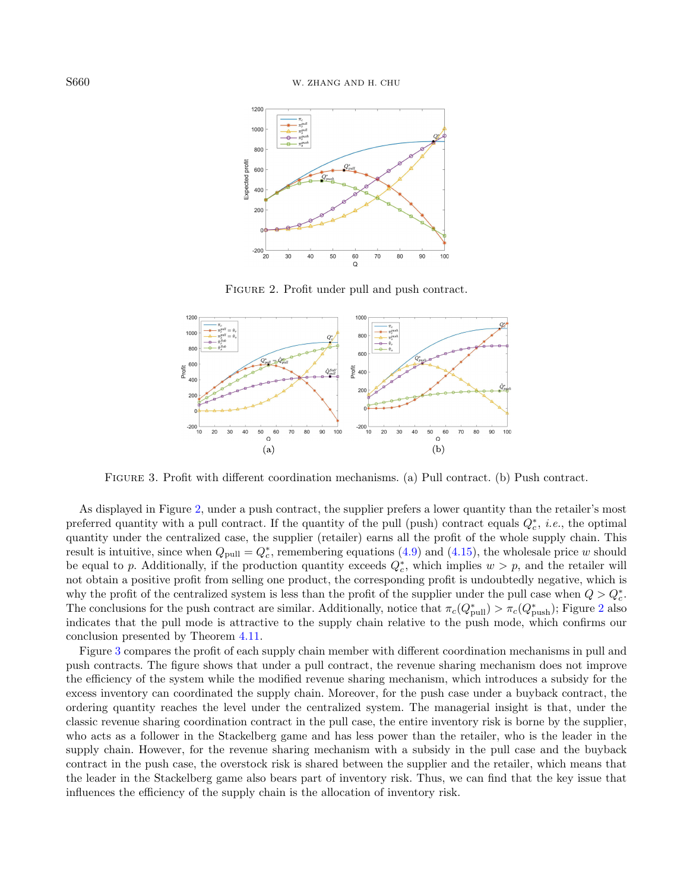FIGURE 2. Profit under pull and push contract.

FIGURE 3. Profit with different coordination mechanisms. (a) Pull contract. (b) Push contract.

As displayed in Figure 2, under a push contract, the supplier prefers a lower quantity than the retailer's most preferred quantity with a pull contract. If the quantity of the pull (push) contract equals $Q_c^*$, *i.e.*, the optimal quantity under the centralized case, the supplier (retailer) earns all the profit of the whole supply chain. This result is intuitive, since when $Q_{\text{pull}} = Q_c^*$, remembering equations (4.9) and (4.15), the wholesale price $w$ should be equal to $p$. Additionally, if the production quantity exceeds $Q_c^*$, which implies $w > p$, and the retailer will not obtain a positive profit from selling one product, the corresponding profit is undoubtedly negative, which is why the profit of the centralized system is less than the profit of the supplier under the pull case when $Q > Q_c^*$. The conclusions for the push contract are similar. Additionally, notice that $\pi_c(Q^*_{\text{pull}}) > \pi_c(Q^*_{\text{push}})$; Figure 2 also indicates that the pull mode is attractive to the supply chain relative to the push mode, which confirms our conclusion presented by Theorem 4.11.

Figure 3 compares the profit of each supply chain member with different coordination mechanisms in pull and push contracts. The figure shows that under a pull contract, the revenue sharing mechanism does not improve the efficiency of the system while the modified revenue sharing mechanism, which introduces a subsidy for the excess inventory can coordinated the supply chain. Moreover, for the push case under a buyback contract, the ordering quantity reaches the level under the centralized system. The managerial insight is that, under the classic revenue sharing coordination contract in the pull case, the entire inventory risk is borne by the supplier, who acts as a follower in the Stackelberg game and has less power than the retailer, who is the leader in the supply chain. However, for the revenue sharing mechanism with a subsidy in the pull case and the buyback contract in the push case, the overstock risk is shared between the supplier and the retailer, which means that the leader in the Stackelberg game also bears part of inventory risk. Thus, we can find that the key issue that influences the efficiency of the supply chain is the allocation of inventory risk.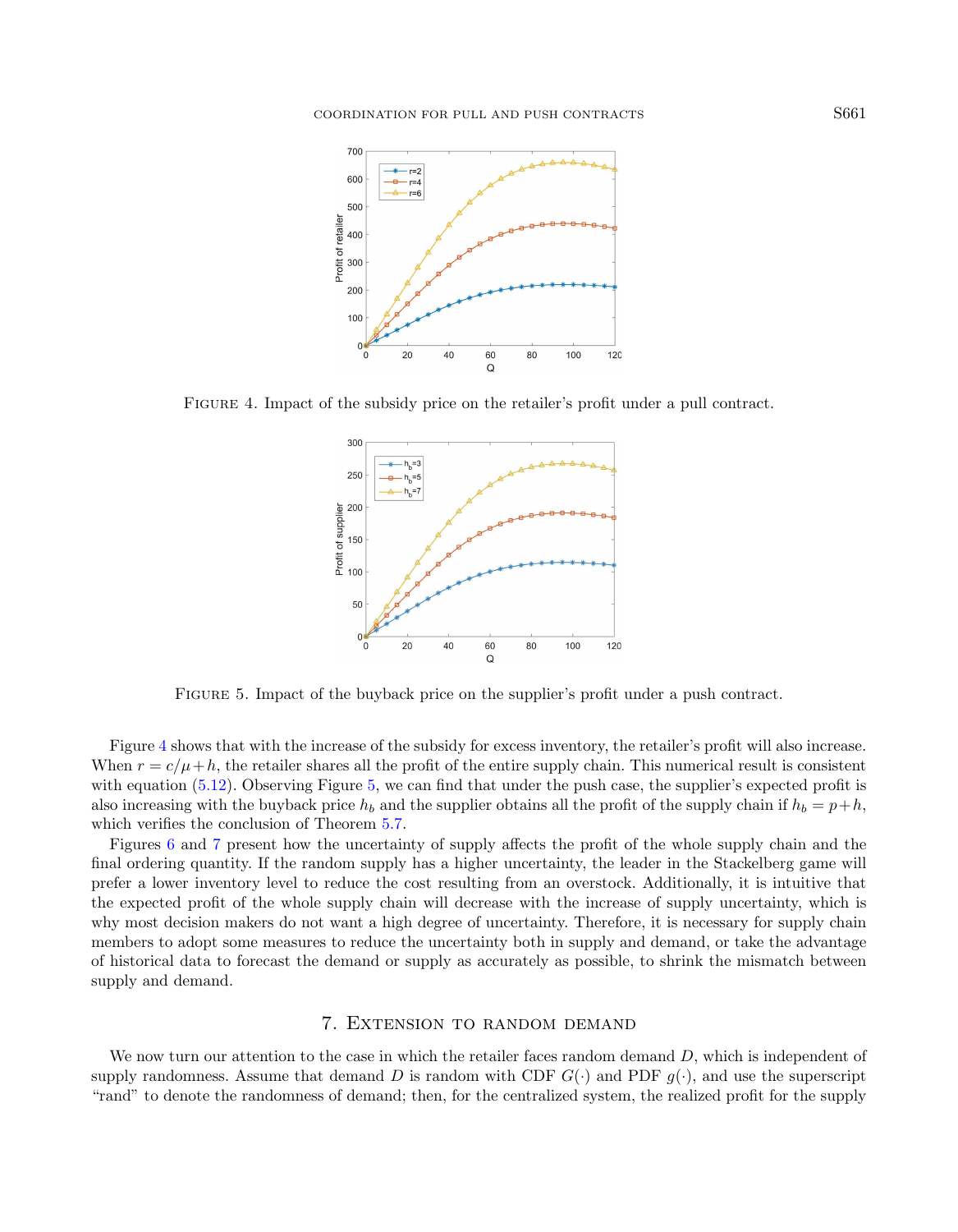FIGURE 4. Impact of the subsidy price on the retailer's profit under a pull contract.

FIGURE 5. Impact of the buyback price on the supplier's profit under a push contract.

Figure 4 shows that with the increase of the subsidy for excess inventory, the retailer's profit will also increase. When $r = c/\mu + h$, the retailer shares all the profit of the entire supply chain. This numerical result is consistent with equation (5.12). Observing Figure 5, we can find that under the push case, the supplier's expected profit is also increasing with the buyback price $h_b$ and the supplier obtains all the profit of the supply chain if $h_b = p + h$, which verifies the conclusion of Theorem 5.7.

Figures 6 and 7 present how the uncertainty of supply affects the profit of the whole supply chain and the final ordering quantity. If the random supply has a higher uncertainty, the leader in the Stackelberg game will prefer a lower inventory level to reduce the cost resulting from an overstock. Additionally, it is intuitive that the expected profit of the whole supply chain will decrease with the increase of supply uncertainty, which is why most decision makers do not want a high degree of uncertainty. Therefore, it is necessary for supply chain members to adopt some measures to reduce the uncertainty both in supply and demand, or take the advantage of historical data to forecast the demand or supply as accurately as possible, to shrink the mismatch between supply and demand.

## 7. Extension to random demand

We now turn our attention to the case in which the retailer faces random demand $D$, which is independent of supply randomness. Assume that demand $D$ is random with CDF $G(\cdot)$ and PDF $g(\cdot)$, and use the superscript "rand" to denote the randomness of demand; then, for the centralized system, the realized profit for the supply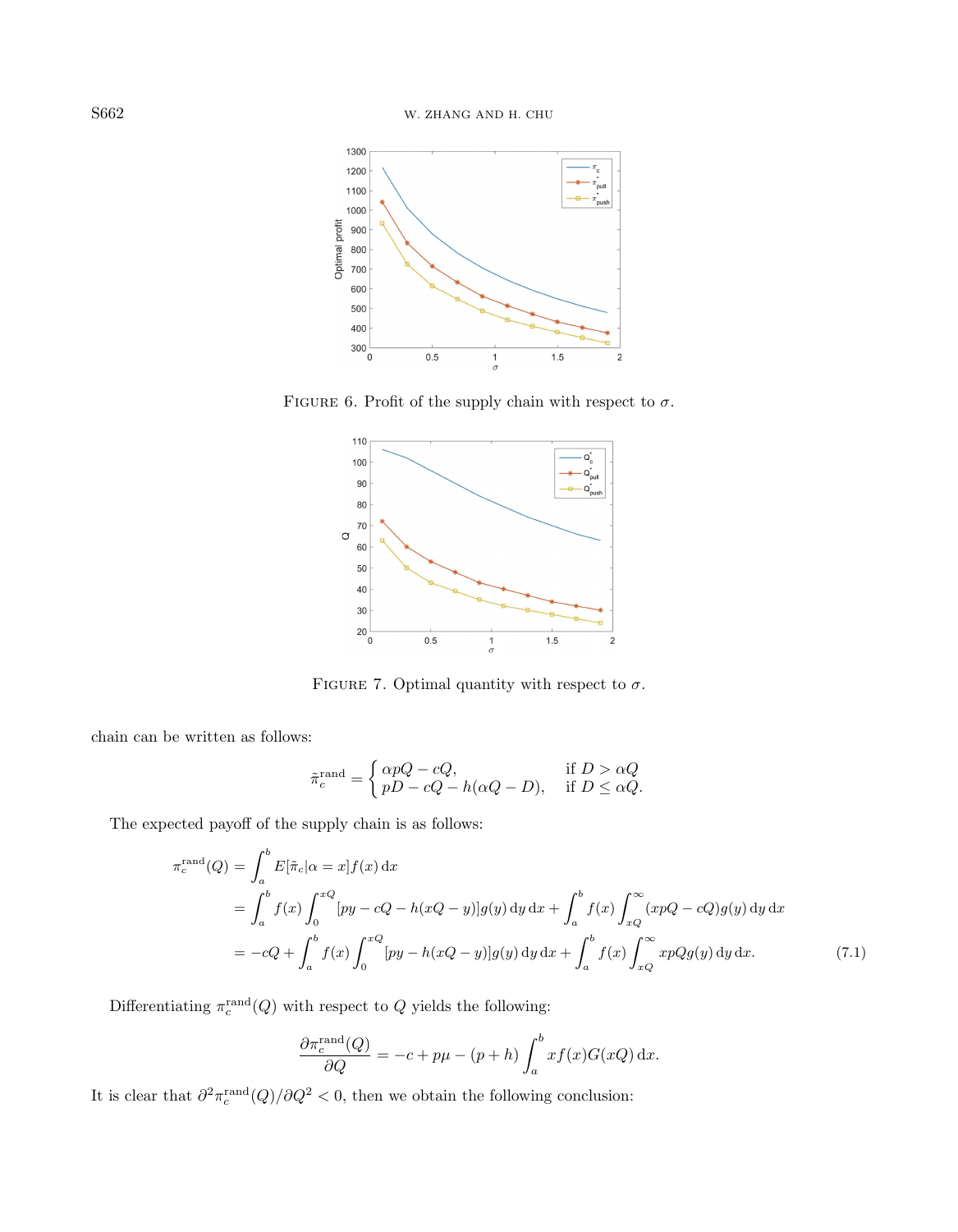FIGURE 6. Profit of the supply chain with respect to $\sigma$.

FIGURE 7. Optimal quantity with respect to $\sigma$.

chain can be written as follows:

$$\tilde{\pi}_c^{\text{rand}} = \begin{cases} \alpha pQ - cQ, & \text{if } D > \alpha Q \\ pD - cQ - h(\alpha Q - D), & \text{if } D \leq \alpha Q. \end{cases}$$

The expected payoff of the supply chain is as follows:

$$\begin{aligned}
\pi_c^{\text{rand}}(Q) &= \int_a^b E[\tilde{\pi}_c | \alpha = x] f(x) \,\mathrm{d}x \\
&= \int_a^b f(x) \int_0^{xQ} [py - cQ - h(xQ - y)] g(y) \,\mathrm{d}y \,\mathrm{d}x + \int_a^b f(x) \int_{xQ}^{\infty} (xpQ - cQ) g(y) \,\mathrm{d}y \,\mathrm{d}x \\
&= -cQ + \int_a^b f(x) \int_0^{xQ} [py - h(xQ - y)] g(y) \,\mathrm{d}y \,\mathrm{d}x + \int_a^b f(x) \int_{xQ}^{\infty} xpQ g(y) \,\mathrm{d}y \,\mathrm{d}x. \qquad (7.1)
\end{aligned}$$

Differentiating $\pi_c^{\text{rand}}(Q)$ with respect to $Q$ yields the following:

$$\frac{\partial \pi_c^{\text{rand}}(Q)}{\partial Q} = -c + p\mu - (p + h) \int_a^b x f(x) G(xQ) \,\mathrm{d}x.$$

It is clear that $\partial^2 \pi_c^{\text{rand}}(Q) / \partial Q^2 < 0$, then we obtain the following conclusion: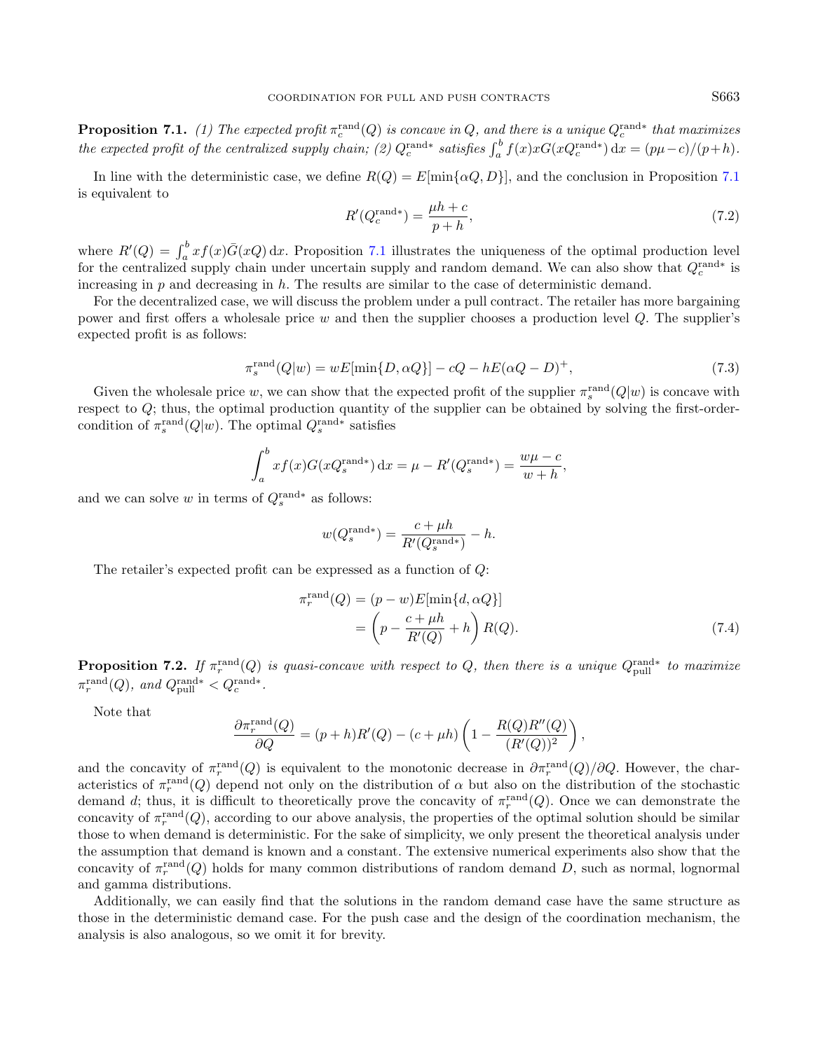**Proposition 7.1.** *(1) The expected profit $\pi_c^{\text{rand}}(Q)$ is concave in $Q$, and there is a unique $Q_c^{\text{rand}*}$ that maximizes the expected profit of the centralized supply chain; (2) $Q_c^{\text{rand}*}$ satisfies $\int_a^b f(x)xG(xQ_c^{\text{rand}*})\,\mathrm{d}x = (p\mu - c)/(p+h)$.*

In line with the deterministic case, we define $R(Q) = E[\min\{\alpha Q, D\}]$, and the conclusion in Proposition 7.1 is equivalent to

$$R'(Q_c^{\text{rand}*}) = \frac{\mu h + c}{p+h}, \tag{7.2}$$

where $R'(Q) = \int_a^b xf(x)\bar{G}(xQ)\,\mathrm{d}x$. Proposition 7.1 illustrates the uniqueness of the optimal production level for the centralized supply chain under uncertain supply and random demand. We can also show that $Q_c^{\text{rand}*}$ is increasing in $p$ and decreasing in $h$. The results are similar to the case of deterministic demand.

For the decentralized case, we will discuss the problem under a pull contract. The retailer has more bargaining power and first offers a wholesale price $w$ and then the supplier chooses a production level $Q$. The supplier's expected profit is as follows:

$$\pi_s^{\text{rand}}(Q|w) = wE[\min\{D, \alpha Q\}] - cQ - hE(\alpha Q - D)^+, \tag{7.3}$$

Given the wholesale price $w$, we can show that the expected profit of the supplier $\pi_s^{\text{rand}}(Q|w)$ is concave with respect to $Q$; thus, the optimal production quantity of the supplier can be obtained by solving the first-order-condition of $\pi_s^{\text{rand}}(Q|w)$. The optimal $Q_s^{\text{rand}*}$ satisfies

$$\int_a^b xf(x)G(xQ_s^{\text{rand}*})\,\mathrm{d}x = \mu - R'(Q_s^{\text{rand}*}) = \frac{w\mu - c}{w+h},$$

and we can solve $w$ in terms of $Q_s^{\text{rand}*}$ as follows:

$$w(Q_s^{\text{rand}*}) = \frac{c + \mu h}{R'(Q_s^{\text{rand}*})} - h.$$

The retailer's expected profit can be expressed as a function of $Q$:

$$\begin{aligned}\pi_r^{\text{rand}}(Q) &= (p - w)E[\min\{d, \alpha Q\}] \\ &= \left(p - \frac{c + \mu h}{R'(Q)} + h\right) R(Q).\end{aligned} \tag{7.4}$$

**Proposition 7.2.** *If $\pi_r^{\text{rand}}(Q)$ is quasi-concave with respect to $Q$, then there is a unique $Q_{\text{pull}}^{\text{rand}*}$ to maximize $\pi_r^{\text{rand}}(Q)$, and $Q_{\text{pull}}^{\text{rand}*} < Q_c^{\text{rand}*}$.*

Note that

$$\frac{\partial \pi_r^{\text{rand}}(Q)}{\partial Q} = (p+h)R'(Q) - (c + \mu h)\left(1 - \frac{R(Q)R''(Q)}{(R'(Q))^2}\right),$$

and the concavity of $\pi_r^{\text{rand}}(Q)$ is equivalent to the monotonic decrease in $\partial \pi_r^{\text{rand}}(Q)/\partial Q$. However, the characteristics of $\pi_r^{\text{rand}}(Q)$ depend not only on the distribution of $\alpha$ but also on the distribution of the stochastic demand $d$; thus, it is difficult to theoretically prove the concavity of $\pi_r^{\text{rand}}(Q)$. Once we can demonstrate the concavity of $\pi_r^{\text{rand}}(Q)$, according to our above analysis, the properties of the optimal solution should be similar those to when demand is deterministic. For the sake of simplicity, we only present the theoretical analysis under the assumption that demand is known and a constant. The extensive numerical experiments also show that the concavity of $\pi_r^{\text{rand}}(Q)$ holds for many common distributions of random demand $D$, such as normal, lognormal and gamma distributions.

Additionally, we can easily find that the solutions in the random demand case have the same structure as those in the deterministic demand case. For the push case and the design of the coordination mechanism, the analysis is also analogous, so we omit it for brevity.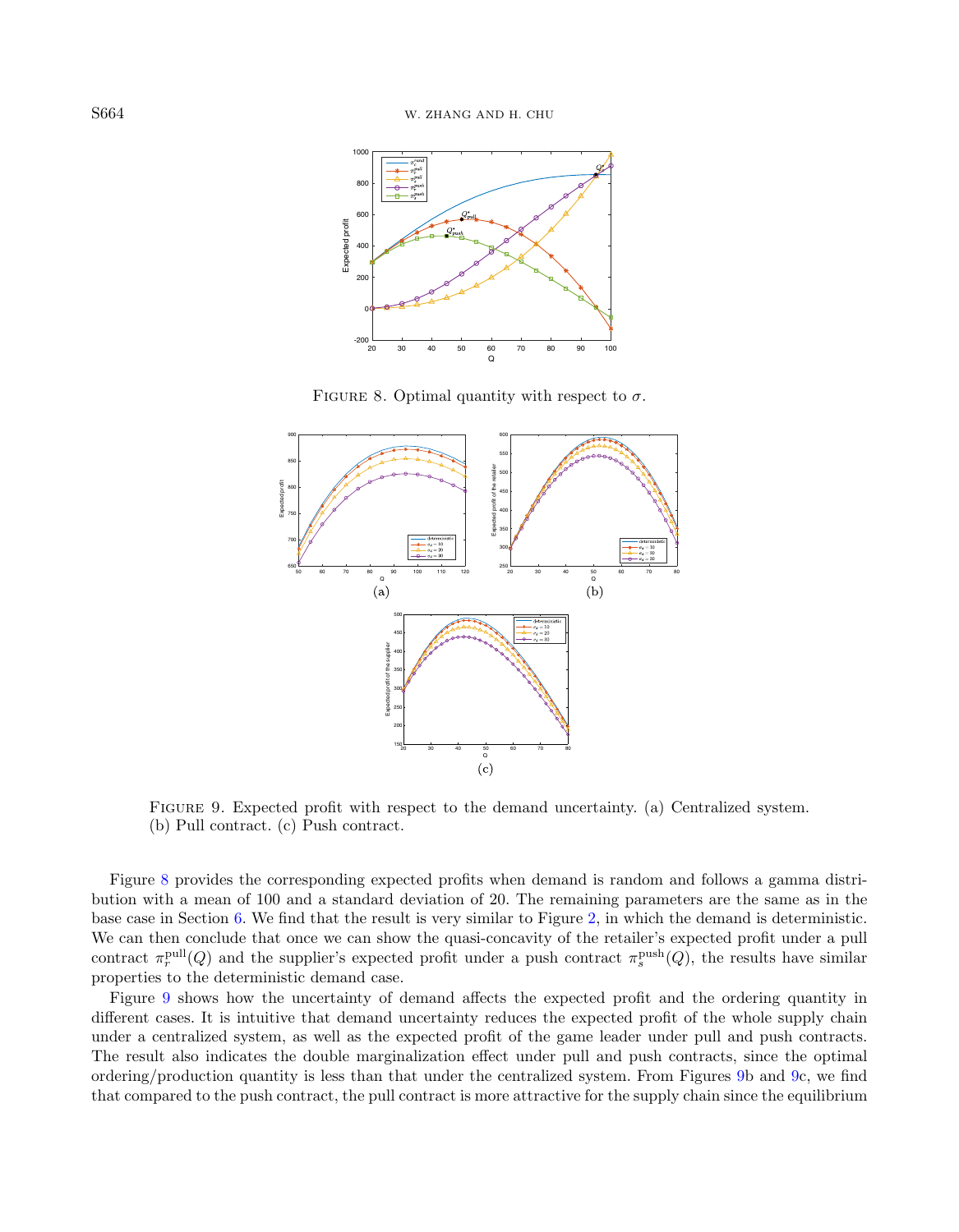FIGURE 8. Optimal quantity with respect to $\sigma$.

FIGURE 9. Expected profit with respect to the demand uncertainty. (a) Centralized system. (b) Pull contract. (c) Push contract.

Figure 8 provides the corresponding expected profits when demand is random and follows a gamma distribution with a mean of 100 and a standard deviation of 20. The remaining parameters are the same as in the base case in Section 6. We find that the result is very similar to Figure 2, in which the demand is deterministic. We can then conclude that once we can show the quasi-concavity of the retailer's expected profit under a pull contract $\pi_r^{\text{pull}}(Q)$ and the supplier's expected profit under a push contract $\pi_s^{\text{push}}(Q)$, the results have similar properties to the deterministic demand case.

Figure 9 shows how the uncertainty of demand affects the expected profit and the ordering quantity in different cases. It is intuitive that demand uncertainty reduces the expected profit of the whole supply chain under a centralized system, as well as the expected profit of the game leader under pull and push contracts. The result also indicates the double marginalization effect under pull and push contracts, since the optimal ordering/production quantity is less than that under the centralized system. From Figures 9b and 9c, we find that compared to the push contract, the pull contract is more attractive for the supply chain since the equilibrium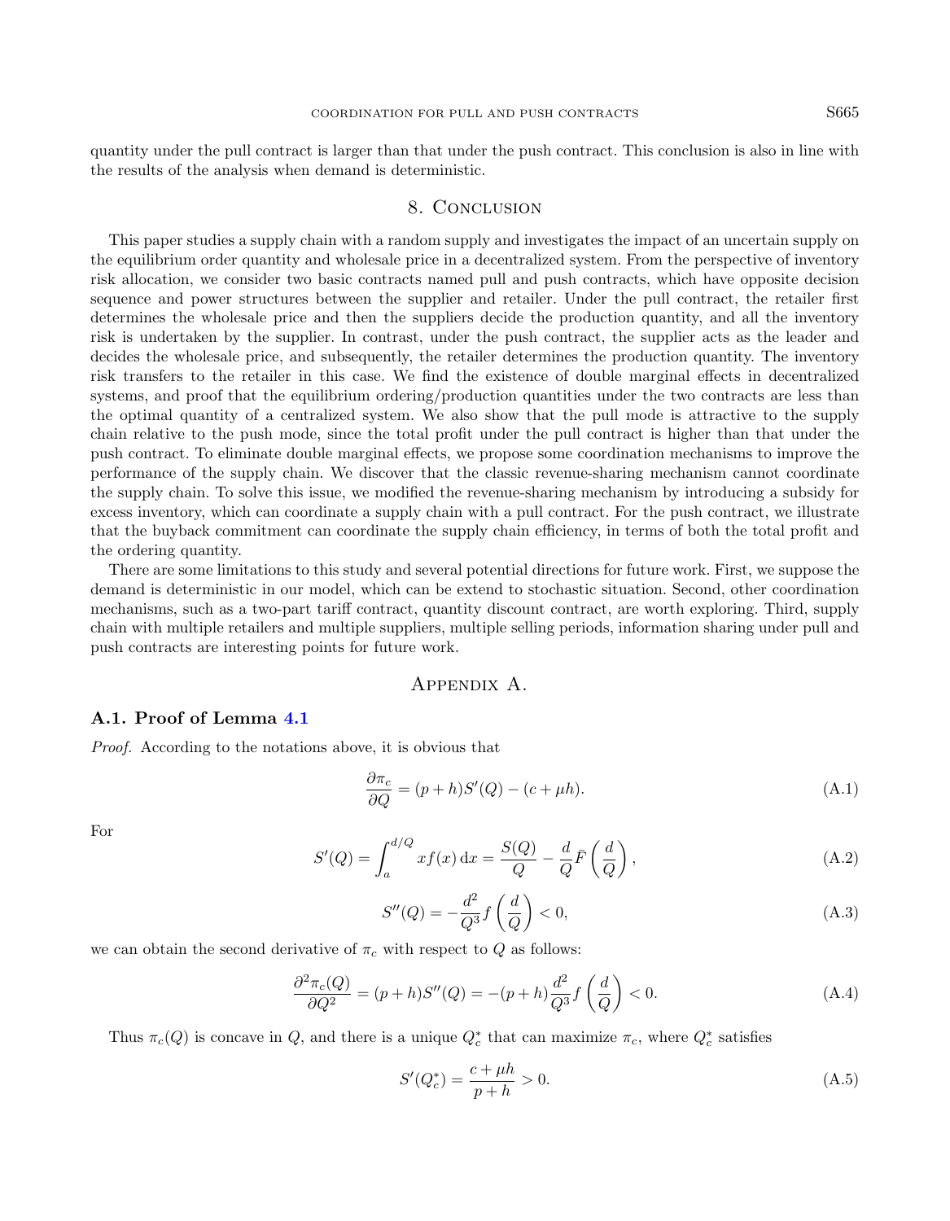quantity under the pull contract is larger than that under the push contract. This conclusion is also in line with the results of the analysis when demand is deterministic.

## 8. Conclusion

This paper studies a supply chain with a random supply and investigates the impact of an uncertain supply on the equilibrium order quantity and wholesale price in a decentralized system. From the perspective of inventory risk allocation, we consider two basic contracts named pull and push contracts, which have opposite decision sequence and power structures between the supplier and retailer. Under the pull contract, the retailer first determines the wholesale price and then the suppliers decide the production quantity, and all the inventory risk is undertaken by the supplier. In contrast, under the push contract, the supplier acts as the leader and decides the wholesale price, and subsequently, the retailer determines the production quantity. The inventory risk transfers to the retailer in this case. We find the existence of double marginal effects in decentralized systems, and proof that the equilibrium ordering/production quantities under the two contracts are less than the optimal quantity of a centralized system. We also show that the pull mode is attractive to the supply chain relative to the push mode, since the total profit under the pull contract is higher than that under the push contract. To eliminate double marginal effects, we propose some coordination mechanisms to improve the performance of the supply chain. We discover that the classic revenue-sharing mechanism cannot coordinate the supply chain. To solve this issue, we modified the revenue-sharing mechanism by introducing a subsidy for excess inventory, which can coordinate a supply chain with a pull contract. For the push contract, we illustrate that the buyback commitment can coordinate the supply chain efficiency, in terms of both the total profit and the ordering quantity.

There are some limitations to this study and several potential directions for future work. First, we suppose the demand is deterministic in our model, which can be extend to stochastic situation. Second, other coordination mechanisms, such as a two-part tariff contract, quantity discount contract, are worth exploring. Third, supply chain with multiple retailers and multiple suppliers, multiple selling periods, information sharing under pull and push contracts are interesting points for future work.

## Appendix A.

### A.1. Proof of Lemma 4.1

*Proof.* According to the notations above, it is obvious that

$$\frac{\partial \pi_c}{\partial Q} = (p+h)S'(Q) - (c+\mu h). \tag{A.1}$$

For

$$S'(Q) = \int_a^{d/Q} x f(x)\,\mathrm{d}x = \frac{S(Q)}{Q} - \frac{d}{Q}\bar{F}\left(\frac{d}{Q}\right), \tag{A.2}$$

$$S''(Q) = -\frac{d^2}{Q^3} f\left(\frac{d}{Q}\right) < 0, \tag{A.3}$$

we can obtain the second derivative of $\pi_c$ with respect to $Q$ as follows:

$$\frac{\partial^2 \pi_c(Q)}{\partial Q^2} = (p+h)S''(Q) = -(p+h)\frac{d^2}{Q^3} f\left(\frac{d}{Q}\right) < 0. \tag{A.4}$$

Thus $\pi_c(Q)$ is concave in $Q$, and there is a unique $Q_c^*$ that can maximize $\pi_c$, where $Q_c^*$ satisfies

$$S'(Q_c^*) = \frac{c+\mu h}{p+h} > 0. \tag{A.5}$$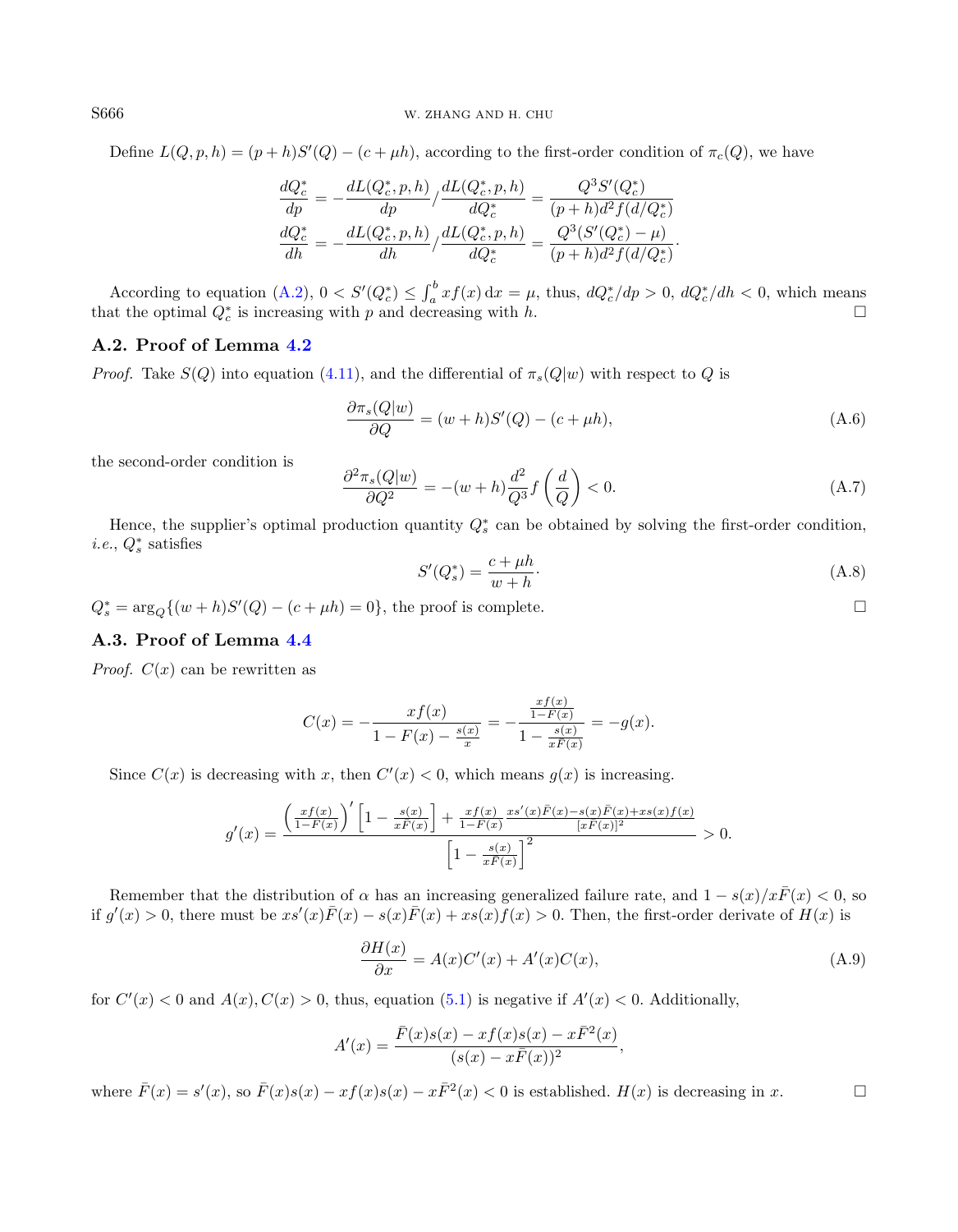Define $L(Q, p, h) = (p + h)S'(Q) - (c + \mu h)$, according to the first-order condition of $\pi_c(Q)$, we have

$$
\begin{aligned}
\frac{dQ_c^*}{dp} &= -\frac{dL(Q_c^*, p, h)}{dp} / \frac{dL(Q_c^*, p, h)}{dQ_c^*} = \frac{Q^3 S'(Q_c^*)}{(p + h)d^2 f(d/Q_c^*)} \\
\frac{dQ_c^*}{dh} &= -\frac{dL(Q_c^*, p, h)}{dh} / \frac{dL(Q_c^*, p, h)}{dQ_c^*} = \frac{Q^3 (S'(Q_c^*) - \mu)}{(p + h)d^2 f(d/Q_c^*)}.
\end{aligned}
$$

According to equation (A.2), $0 < S'(Q_c^*) \leq \int_a^b x f(x)\,\mathrm{d}x = \mu$, thus, $dQ_c^*/dp > 0$, $dQ_c^*/dh < 0$, which means that the optimal $Q_c^*$ is increasing with $p$ and decreasing with $h$. □

### A.2. Proof of Lemma 4.2

*Proof.* Take $S(Q)$ into equation (4.11), and the differential of $\pi_s(Q|w)$ with respect to $Q$ is

$$
\frac{\partial \pi_s(Q|w)}{\partial Q} = (w + h)S'(Q) - (c + \mu h), \tag{A.6}
$$

the second-order condition is

$$
\frac{\partial^2 \pi_s(Q|w)}{\partial Q^2} = -(w + h)\frac{d^2}{Q^3} f\left(\frac{d}{Q}\right) < 0. \tag{A.7}
$$

Hence, the supplier's optimal production quantity $Q_s^*$ can be obtained by solving the first-order condition, *i.e.*, $Q_s^*$ satisfies

$$
S'(Q_s^*) = \frac{c + \mu h}{w + h}. \tag{A.8}
$$

$Q_s^* = \arg_Q\{(w + h)S'(Q) - (c + \mu h) = 0\}$, the proof is complete. □

### A.3. Proof of Lemma 4.4

*Proof.* $C(x)$ can be rewritten as

$$
C(x) = -\frac{x f(x)}{1 - F(x) - \frac{s(x)}{x}} = -\frac{\frac{x f(x)}{1 - F(x)}}{1 - \frac{s(x)}{x \bar{F}(x)}} = -g(x).
$$

Since $C(x)$ is decreasing with $x$, then $C'(x) < 0$, which means $g(x)$ is increasing.

$$
g'(x) = \frac{\left(\frac{x f(x)}{1 - F(x)}\right)' \left[1 - \frac{s(x)}{x \bar{F}(x)}\right] + \frac{x f(x)}{1 - F(x)} \frac{x s'(x)\bar{F}(x) - s(x)\bar{F}(x) + x s(x) f(x)}{[x \bar{F}(x)]^2}}{\left[1 - \frac{s(x)}{x \bar{F}(x)}\right]^2} > 0.
$$

Remember that the distribution of $\alpha$ has an increasing generalized failure rate, and $1 - s(x)/x\bar{F}(x) < 0$, so if $g'(x) > 0$, there must be $x s'(x)\bar{F}(x) - s(x)\bar{F}(x) + x s(x) f(x) > 0$. Then, the first-order derivate of $H(x)$ is

$$
\frac{\partial H(x)}{\partial x} = A(x)C'(x) + A'(x)C(x), \tag{A.9}
$$

for $C'(x) < 0$ and $A(x), C(x) > 0$, thus, equation (5.1) is negative if $A'(x) < 0$. Additionally,

$$
A'(x) = \frac{\bar{F}(x)s(x) - x f(x)s(x) - x\bar{F}^2(x)}{(s(x) - x\bar{F}(x))^2},
$$

where $\bar{F}(x) = s'(x)$, so $\bar{F}(x)s(x) - x f(x)s(x) - x\bar{F}^2(x) < 0$ is established. $H(x)$ is decreasing in $x$. □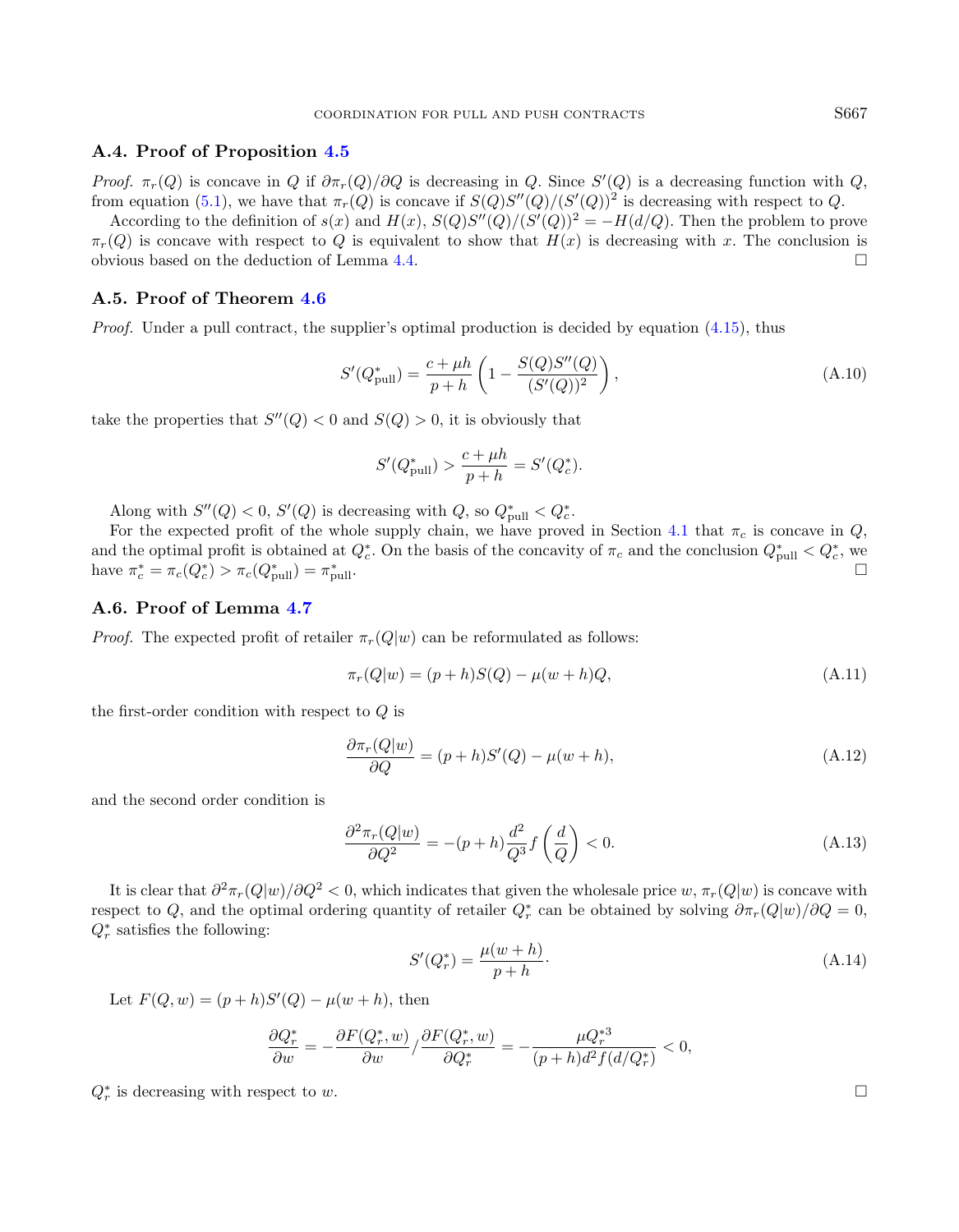### A.4. Proof of Proposition 4.5

*Proof.* $\pi_r(Q)$ is concave in $Q$ if $\partial \pi_r(Q)/\partial Q$ is decreasing in $Q$. Since $S'(Q)$ is a decreasing function with $Q$, from equation (5.1), we have that $\pi_r(Q)$ is concave if $S(Q)S''(Q)/(S'(Q))^2$ is decreasing with respect to $Q$.

According to the definition of $s(x)$ and $H(x)$, $S(Q)S''(Q)/(S'(Q))^2 = -H(d/Q)$. Then the problem to prove $\pi_r(Q)$ is concave with respect to $Q$ is equivalent to show that $H(x)$ is decreasing with $x$. The conclusion is obvious based on the deduction of Lemma 4.4. $\square$

### A.5. Proof of Theorem 4.6

*Proof.* Under a pull contract, the supplier's optimal production is decided by equation (4.15), thus

$$S'(Q^*_{\text{pull}}) = \frac{c + \mu h}{p + h} \left( 1 - \frac{S(Q)S''(Q)}{(S'(Q))^2} \right), \tag{A.10}$$

take the properties that $S''(Q) < 0$ and $S(Q) > 0$, it is obviously that

$$S'(Q^*_{\text{pull}}) > \frac{c + \mu h}{p + h} = S'(Q^*_c).$$

Along with $S''(Q) < 0$, $S'(Q)$ is decreasing with $Q$, so $Q^*_{\text{pull}} < Q^*_c$.

For the expected profit of the whole supply chain, we have proved in Section 4.1 that $\pi_c$ is concave in $Q$, and the optimal profit is obtained at $Q^*_c$. On the basis of the concavity of $\pi_c$ and the conclusion $Q^*_{\text{pull}} < Q^*_c$, we have $\pi^*_c = \pi_c(Q^*_c) > \pi_c(Q^*_{\text{pull}}) = \pi^*_{\text{pull}}$. $\square$

### A.6. Proof of Lemma 4.7

*Proof.* The expected profit of retailer $\pi_r(Q|w)$ can be reformulated as follows:

$$\pi_r(Q|w) = (p + h)S(Q) - \mu(w + h)Q, \tag{A.11}$$

the first-order condition with respect to $Q$ is

$$\frac{\partial \pi_r(Q|w)}{\partial Q} = (p + h)S'(Q) - \mu(w + h), \tag{A.12}$$

and the second order condition is

$$\frac{\partial^2 \pi_r(Q|w)}{\partial Q^2} = -(p + h)\frac{d^2}{Q^3} f\left(\frac{d}{Q}\right) < 0. \tag{A.13}$$

It is clear that $\partial^2 \pi_r(Q|w)/\partial Q^2 < 0$, which indicates that given the wholesale price $w$, $\pi_r(Q|w)$ is concave with respect to $Q$, and the optimal ordering quantity of retailer $Q^*_r$ can be obtained by solving $\partial \pi_r(Q|w)/\partial Q = 0$, $Q^*_r$ satisfies the following:

$$S'(Q^*_r) = \frac{\mu(w + h)}{p + h}. \tag{A.14}$$

Let $F(Q, w) = (p + h)S'(Q) - \mu(w + h)$, then

$$\frac{\partial Q^*_r}{\partial w} = -\frac{\partial F(Q^*_r, w)}{\partial w} \Big/ \frac{\partial F(Q^*_r, w)}{\partial Q^*_r} = -\frac{\mu Q^{*3}_r}{(p + h)d^2 f(d/Q^*_r)} < 0,$$

$Q^*_r$ is decreasing with respect to $w$. $\square$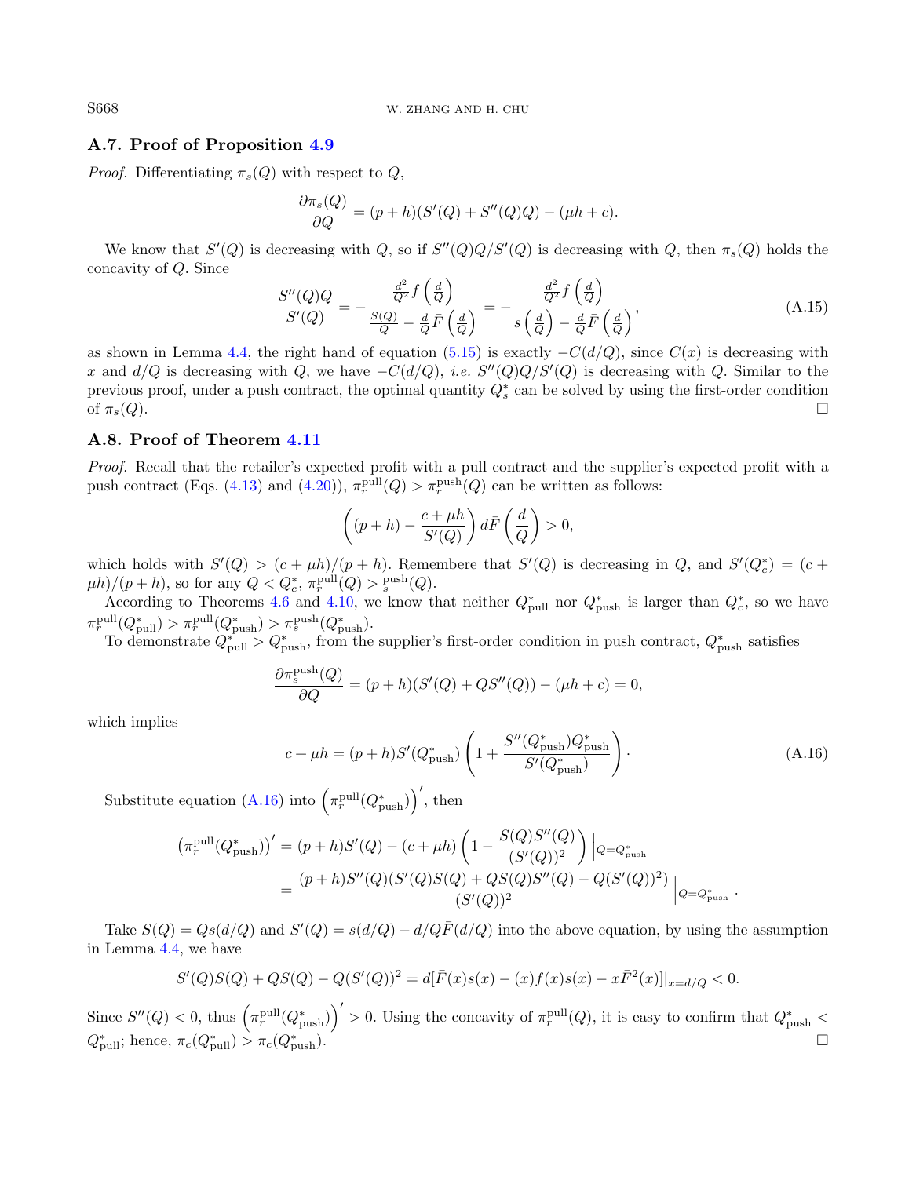### A.7. Proof of Proposition 4.9

*Proof.* Differentiating $\pi_s(Q)$ with respect to $Q$,

$$\frac{\partial \pi_s(Q)}{\partial Q} = (p+h)(S'(Q) + S''(Q)Q) - (\mu h + c).$$

We know that $S'(Q)$ is decreasing with $Q$, so if $S''(Q)Q/S'(Q)$ is decreasing with $Q$, then $\pi_s(Q)$ holds the concavity of $Q$. Since

$$\frac{S''(Q)Q}{S'(Q)} = -\frac{\frac{d^2}{Q^2} f\left(\frac{d}{Q}\right)}{\frac{S(Q)}{Q} - \frac{d}{Q}\bar{F}\left(\frac{d}{Q}\right)} = -\frac{\frac{d^2}{Q^2} f\left(\frac{d}{Q}\right)}{s\left(\frac{d}{Q}\right) - \frac{d}{Q}\bar{F}\left(\frac{d}{Q}\right)}, \tag{A.15}$$

as shown in Lemma 4.4, the right hand of equation (5.15) is exactly $-C(d/Q)$, since $C(x)$ is decreasing with $x$ and $d/Q$ is decreasing with $Q$, we have $-C(d/Q)$, *i.e.* $S''(Q)Q/S'(Q)$ is decreasing with $Q$. Similar to the previous proof, under a push contract, the optimal quantity $Q_s^*$ can be solved by using the first-order condition of $\pi_s(Q)$. □

### A.8. Proof of Theorem 4.11

*Proof.* Recall that the retailer's expected profit with a pull contract and the supplier's expected profit with a push contract (Eqs. (4.13) and (4.20)), $\pi_r^{\text{pull}}(Q) > \pi_r^{\text{push}}(Q)$ can be written as follows:

$$\left((p+h) - \frac{c+\mu h}{S'(Q)}\right) d\bar{F}\left(\frac{d}{Q}\right) > 0,$$

which holds with $S'(Q) > (c+\mu h)/(p+h)$. Remember that $S'(Q)$ is decreasing in $Q$, and $S'(Q_c^*) = (c+\mu h)/(p+h)$, so for any $Q < Q_c^*$, $\pi_r^{\text{pull}}(Q) >{}_s^{\text{push}}(Q)$.

According to Theorems 4.6 and 4.10, we know that neither $Q_{\text{pull}}^*$ nor $Q_{\text{push}}^*$ is larger than $Q_c^*$, so we have $\pi_r^{\text{pull}}(Q_{\text{pull}}^*) > \pi_r^{\text{pull}}(Q_{\text{push}}^*) > \pi_s^{\text{push}}(Q_{\text{push}}^*)$.

To demonstrate $Q_{\text{pull}}^* > Q_{\text{push}}^*$, from the supplier's first-order condition in push contract, $Q_{\text{push}}^*$ satisfies

$$\frac{\partial \pi_s^{\text{push}}(Q)}{\partial Q} = (p+h)(S'(Q) + QS''(Q)) - (\mu h + c) = 0,$$

which implies

$$c + \mu h = (p+h)S'(Q_{\text{push}}^*)\left(1 + \frac{S''(Q_{\text{push}}^*)Q_{\text{push}}^*}{S'(Q_{\text{push}}^*)}\right). \tag{A.16}$$

Substitute equation (A.16) into $\left(\pi_r^{\text{pull}}(Q_{\text{push}}^*)\right)'$, then

$$\begin{aligned}
\left(\pi_r^{\text{pull}}(Q_{\text{push}}^*)\right)' &= (p+h)S'(Q) - (c+\mu h)\left(1 - \frac{S(Q)S''(Q)}{(S'(Q))^2}\right)\Big|_{Q=Q_{\text{push}}^*} \\
&= \frac{(p+h)S''(Q)(S'(Q)S(Q) + QS(Q)S''(Q) - Q(S'(Q))^2)}{(S'(Q))^2}\Big|_{Q=Q_{\text{push}}^*}.
\end{aligned}$$

Take $S(Q) = Qs(d/Q)$ and $S'(Q) = s(d/Q) - d/Q\bar{F}(d/Q)$ into the above equation, by using the assumption in Lemma 4.4, we have

$$S'(Q)S(Q) + QS(Q) - Q(S'(Q))^2 = d[\bar{F}(x)s(x) - (x)f(x)s(x) - x\bar{F}^2(x)]|_{x=d/Q} < 0.$$

Since $S''(Q) < 0$, thus $\left(\pi_r^{\text{pull}}(Q_{\text{push}}^*)\right)' > 0$. Using the concavity of $\pi_r^{\text{pull}}(Q)$, it is easy to confirm that $Q_{\text{push}}^* < Q_{\text{pull}}^*$; hence, $\pi_c(Q_{\text{pull}}^*) > \pi_c(Q_{\text{push}}^*)$. □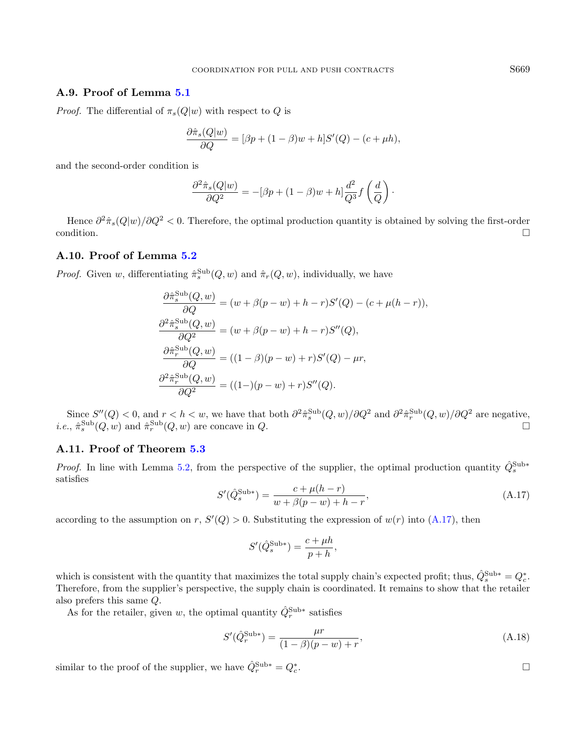### A.9. Proof of Lemma 5.1

*Proof.* The differential of $\pi_s(Q|w)$ with respect to $Q$ is

$$\frac{\partial \hat{\pi}_s(Q|w)}{\partial Q} = [\beta p + (1-\beta)w + h]S'(Q) - (c + \mu h),$$

and the second-order condition is

$$\frac{\partial^2 \hat{\pi}_s(Q|w)}{\partial Q^2} = -[\beta p + (1-\beta)w + h]\frac{d^2}{Q^3} f\left(\frac{d}{Q}\right).$$

Hence $\partial^2 \hat{\pi}_s(Q|w)/\partial Q^2 < 0$. Therefore, the optimal production quantity is obtained by solving the first-order condition. □

### A.10. Proof of Lemma 5.2

*Proof.* Given $w$, differentiating $\hat{\pi}_s^{\text{Sub}}(Q, w)$ and $\hat{\pi}_r(Q, w)$, individually, we have

$$\frac{\partial \hat{\pi}_s^{\text{Sub}}(Q,w)}{\partial Q} = (w + \beta(p-w) + h - r)S'(Q) - (c + \mu(h-r)),$$

$$\frac{\partial^2 \hat{\pi}_s^{\text{Sub}}(Q,w)}{\partial Q^2} = (w + \beta(p-w) + h - r)S''(Q),$$

$$\frac{\partial \hat{\pi}_r^{\text{Sub}}(Q,w)}{\partial Q} = ((1-\beta)(p-w) + r)S'(Q) - \mu r,$$

$$\frac{\partial^2 \hat{\pi}_r^{\text{Sub}}(Q,w)}{\partial Q^2} = ((1-)(p-w) + r)S''(Q).$$

Since $S''(Q) < 0$, and $r < h < w$, we have that both $\partial^2 \hat{\pi}_s^{\text{Sub}}(Q,w)/\partial Q^2$ and $\partial^2 \hat{\pi}_r^{\text{Sub}}(Q,w)/\partial Q^2$ are negative, *i.e.*, $\hat{\pi}_s^{\text{Sub}}(Q,w)$ and $\hat{\pi}_r^{\text{Sub}}(Q,w)$ are concave in $Q$. □

### A.11. Proof of Theorem 5.3

*Proof.* In line with Lemma 5.2, from the perspective of the supplier, the optimal production quantity $\hat{Q}_s^{\text{Sub}*}$ satisfies

$$S'(\hat{Q}_s^{\text{Sub}*}) = \frac{c + \mu(h-r)}{w + \beta(p-w) + h - r}, \tag{A.17}$$

according to the assumption on $r$, $S'(Q) > 0$. Substituting the expression of $w(r)$ into (A.17), then

$$S'(\hat{Q}_s^{\text{Sub}*}) = \frac{c + \mu h}{p + h},$$

which is consistent with the quantity that maximizes the total supply chain's expected profit; thus, $\hat{Q}_s^{\text{Sub}*} = Q_c^*$. Therefore, from the supplier's perspective, the supply chain is coordinated. It remains to show that the retailer also prefers this same $Q$.

As for the retailer, given $w$, the optimal quantity $\hat{Q}_r^{\text{Sub}*}$ satisfies

$$S'(\hat{Q}_r^{\text{Sub}*}) = \frac{\mu r}{(1-\beta)(p-w) + r}, \tag{A.18}$$

similar to the proof of the supplier, we have $\hat{Q}_r^{\text{Sub}*} = Q_c^*$. □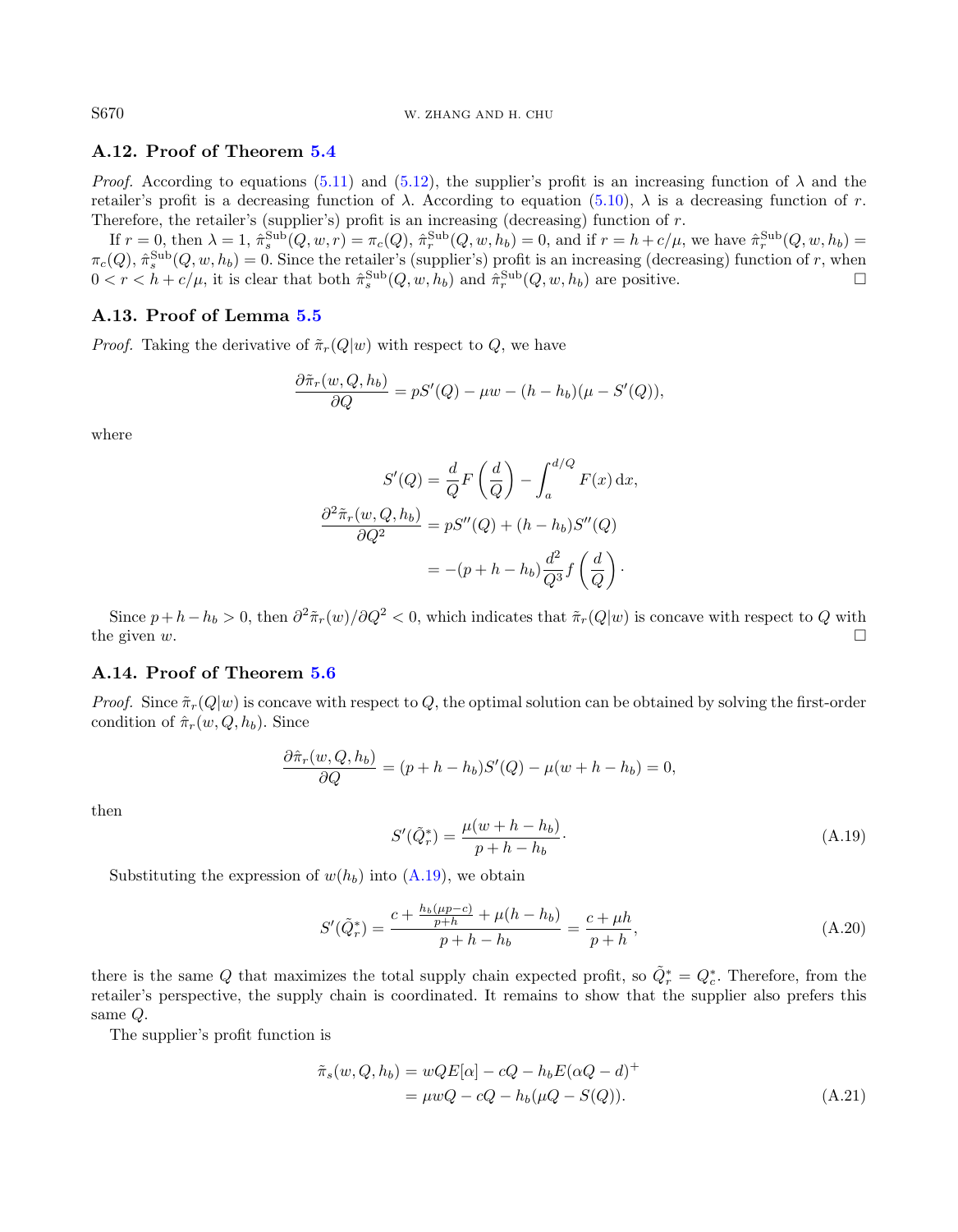## A.12. Proof of Theorem 5.4

*Proof.* According to equations (5.11) and (5.12), the supplier's profit is an increasing function of $\lambda$ and the retailer's profit is a decreasing function of $\lambda$. According to equation (5.10), $\lambda$ is a decreasing function of $r$. Therefore, the retailer's (supplier's) profit is an increasing (decreasing) function of $r$.

If $r = 0$, then $\lambda = 1$, $\hat{\pi}_s^{\text{Sub}}(Q, w, r) = \pi_c(Q)$, $\hat{\pi}_r^{\text{Sub}}(Q, w, h_b) = 0$, and if $r = h + c/\mu$, we have $\hat{\pi}_r^{\text{Sub}}(Q, w, h_b) = \pi_c(Q)$, $\hat{\pi}_s^{\text{Sub}}(Q, w, h_b) = 0$. Since the retailer's (supplier's) profit is an increasing (decreasing) function of $r$, when $0 < r < h + c/\mu$, it is clear that both $\hat{\pi}_s^{\text{Sub}}(Q, w, h_b)$ and $\hat{\pi}_r^{\text{Sub}}(Q, w, h_b)$ are positive. □

## A.13. Proof of Lemma 5.5

*Proof.* Taking the derivative of $\tilde{\pi}_r(Q|w)$ with respect to $Q$, we have

$$\frac{\partial \tilde{\pi}_r(w, Q, h_b)}{\partial Q} = pS'(Q) - \mu w - (h - h_b)(\mu - S'(Q)),$$

where

$$S'(Q) = \frac{d}{Q} F\left(\frac{d}{Q}\right) - \int_a^{d/Q} F(x)\,\mathrm{d}x,$$

$$\frac{\partial^2 \tilde{\pi}_r(w, Q, h_b)}{\partial Q^2} = pS''(Q) + (h - h_b)S''(Q)$$

$$= -(p + h - h_b)\frac{d^2}{Q^3} f\left(\frac{d}{Q}\right).$$

Since $p + h - h_b > 0$, then $\partial^2 \tilde{\pi}_r(w)/\partial Q^2 < 0$, which indicates that $\tilde{\pi}_r(Q|w)$ is concave with respect to $Q$ with the given $w$. □

## A.14. Proof of Theorem 5.6

*Proof.* Since $\tilde{\pi}_r(Q|w)$ is concave with respect to $Q$, the optimal solution can be obtained by solving the first-order condition of $\hat{\pi}_r(w, Q, h_b)$. Since

$$\frac{\partial \hat{\pi}_r(w, Q, h_b)}{\partial Q} = (p + h - h_b)S'(Q) - \mu(w + h - h_b) = 0,$$

then

$$S'(\tilde{Q}_r^*) = \frac{\mu(w + h - h_b)}{p + h - h_b}. \tag{A.19}$$

Substituting the expression of $w(h_b)$ into (A.19), we obtain

$$S'(\tilde{Q}_r^*) = \frac{c + \frac{h_b(\mu p - c)}{p + h} + \mu(h - h_b)}{p + h - h_b} = \frac{c + \mu h}{p + h}, \tag{A.20}$$

there is the same $Q$ that maximizes the total supply chain expected profit, so $\tilde{Q}_r^* = Q_c^*$. Therefore, from the retailer's perspective, the supply chain is coordinated. It remains to show that the supplier also prefers this same $Q$.

The supplier's profit function is

$$\begin{aligned}\tilde{\pi}_s(w, Q, h_b) &= wQE[\alpha] - cQ - h_b E(\alpha Q - d)^+ \\ &= \mu wQ - cQ - h_b(\mu Q - S(Q)).\end{aligned} \tag{A.21}$$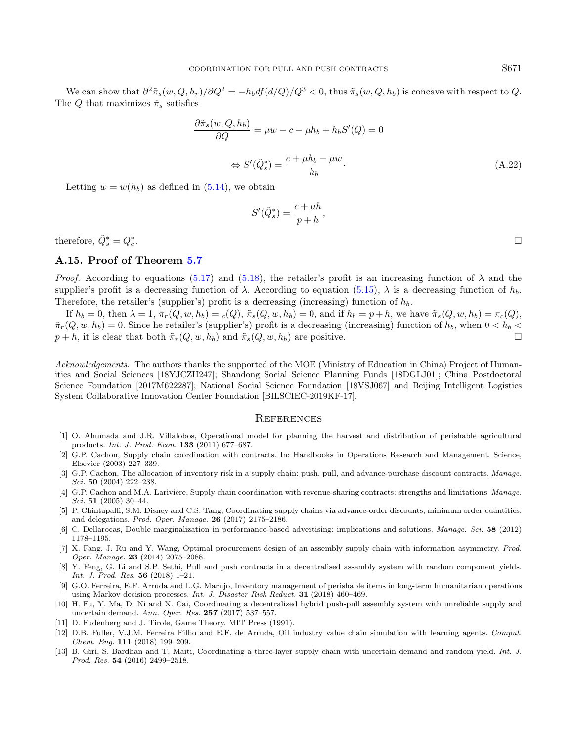We can show that $\partial^2 \tilde{\pi}_s(w, Q, h_r)/\partial Q^2 = -h_b d f(d/Q)/Q^3 < 0$, thus $\tilde{\pi}_s(w, Q, h_b)$ is concave with respect to $Q$. The $Q$ that maximizes $\tilde{\pi}_s$ satisfies

$$\frac{\partial \tilde{\pi}_s(w, Q, h_b)}{\partial Q} = \mu w - c - \mu h_b + h_b S'(Q) = 0$$

$$\Leftrightarrow S'(\tilde{Q}_s^*) = \frac{c + \mu h_b - \mu w}{h_b} \cdot \tag{A.22}$$

Letting $w = w(h_b)$ as defined in (5.14), we obtain

$$S'(\tilde{Q}_s^*) = \frac{c + \mu h}{p + h},$$

therefore, $\tilde{Q}_s^* = Q_c^*$. □

## A.15. Proof of Theorem 5.7

*Proof.* According to equations (5.17) and (5.18), the retailer's profit is an increasing function of $\lambda$ and the supplier's profit is a decreasing function of $\lambda$. According to equation (5.15), $\lambda$ is a decreasing function of $h_b$. Therefore, the retailer's (supplier's) profit is a decreasing (increasing) function of $h_b$.

If $h_b = 0$, then $\lambda = 1$, $\bar{\pi}_r(Q, w, h_b) = {}_c(Q)$, $\tilde{\pi}_s(Q, w, h_b) = 0$, and if $h_b = p + h$, we have $\tilde{\pi}_s(Q, w, h_b) = \pi_c(Q)$, $\tilde{\pi}_r(Q, w, h_b) = 0$. Since he retailer's (supplier's) profit is a decreasing (increasing) function of $h_b$, when $0 < h_b < p + h$, it is clear that both $\tilde{\pi}_r(Q, w, h_b)$ and $\tilde{\pi}_s(Q, w, h_b)$ are positive. □

*Acknowledgements.* The authors thanks the supported of the MOE (Ministry of Education in China) Project of Humanities and Social Sciences [18YJCZH247]; Shandong Social Science Planning Funds [18DGLJ01]; China Postdoctoral Science Foundation [2017M622287]; National Social Science Foundation [18VSJ067] and Beijing Intelligent Logistics System Collaborative Innovation Center Foundation [BILSCIEC-2019KF-17].

## References

[1] O. Ahumada and J.R. Villalobos, Operational model for planning the harvest and distribution of perishable agricultural products. *Int. J. Prod. Econ.* **133** (2011) 677–687.

[2] G.P. Cachon, Supply chain coordination with contracts. In: Handbooks in Operations Research and Management. Science, Elsevier (2003) 227–339.

[3] G.P. Cachon, The allocation of inventory risk in a supply chain: push, pull, and advance-purchase discount contracts. *Manage. Sci.* **50** (2004) 222–238.

[4] G.P. Cachon and M.A. Lariviere, Supply chain coordination with revenue-sharing contracts: strengths and limitations. *Manage. Sci.* **51** (2005) 30–44.

[5] P. Chintapalli, S.M. Disney and C.S. Tang, Coordinating supply chains via advance-order discounts, minimum order quantities, and delegations. *Prod. Oper. Manage.* **26** (2017) 2175–2186.

[6] C. Dellarocas, Double marginalization in performance-based advertising: implications and solutions. *Manage. Sci.* **58** (2012) 1178–1195.

[7] X. Fang, J. Ru and Y. Wang, Optimal procurement design of an assembly supply chain with information asymmetry. *Prod. Oper. Manage.* **23** (2014) 2075–2088.

[8] Y. Feng, G. Li and S.P. Sethi, Pull and push contracts in a decentralised assembly system with random component yields. *Int. J. Prod. Res.* **56** (2018) 1–21.

[9] G.O. Ferreira, E.F. Arruda and L.G. Marujo, Inventory management of perishable items in long-term humanitarian operations using Markov decision processes. *Int. J. Disaster Risk Reduct.* **31** (2018) 460–469.

[10] H. Fu, Y. Ma, D. Ni and X. Cai, Coordinating a decentralized hybrid push-pull assembly system with unreliable supply and uncertain demand. *Ann. Oper. Res.* **257** (2017) 537–557.

[11] D. Fudenberg and J. Tirole, Game Theory. MIT Press (1991).

[12] D.B. Fuller, V.J.M. Ferreira Filho and E.F. de Arruda, Oil industry value chain simulation with learning agents. *Comput. Chem. Eng.* **111** (2018) 199–209.

[13] B. Giri, S. Bardhan and T. Maiti, Coordinating a three-layer supply chain with uncertain demand and random yield. *Int. J. Prod. Res.* **54** (2016) 2499–2518.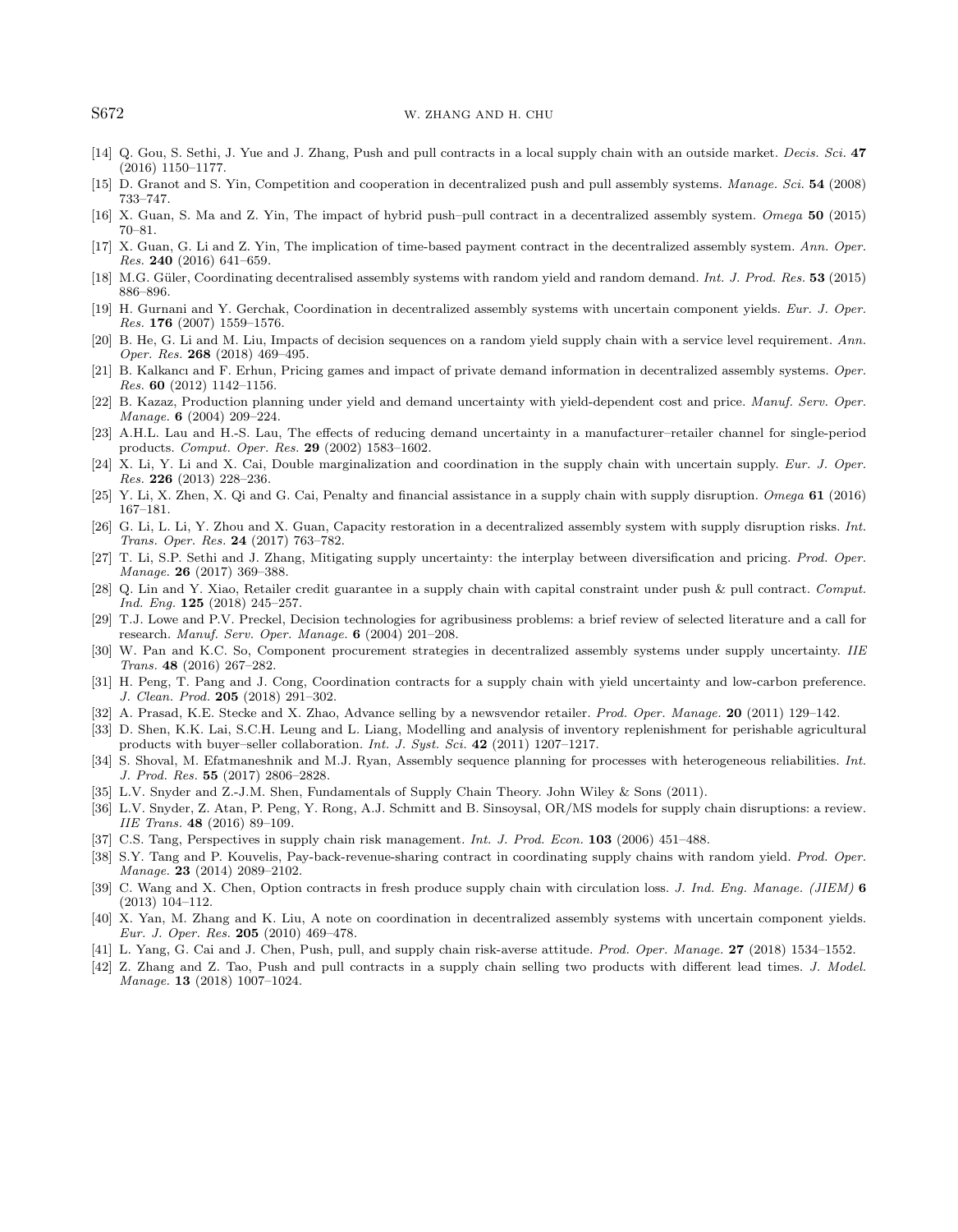- [14] Q. Gou, S. Sethi, J. Yue and J. Zhang, Push and pull contracts in a local supply chain with an outside market. *Decis. Sci.* **47** (2016) 1150–1177.
- [15] D. Granot and S. Yin, Competition and cooperation in decentralized push and pull assembly systems. *Manage. Sci.* **54** (2008) 733–747.
- [16] X. Guan, S. Ma and Z. Yin, The impact of hybrid push–pull contract in a decentralized assembly system. *Omega* **50** (2015) 70–81.
- [17] X. Guan, G. Li and Z. Yin, The implication of time-based payment contract in the decentralized assembly system. *Ann. Oper. Res.* **240** (2016) 641–659.
- [18] M.G. Güler, Coordinating decentralised assembly systems with random yield and random demand. *Int. J. Prod. Res.* **53** (2015) 886–896.
- [19] H. Gurnani and Y. Gerchak, Coordination in decentralized assembly systems with uncertain component yields. *Eur. J. Oper. Res.* **176** (2007) 1559–1576.
- [20] B. He, G. Li and M. Liu, Impacts of decision sequences on a random yield supply chain with a service level requirement. *Ann. Oper. Res.* **268** (2018) 469–495.
- [21] B. Kalkancı and F. Erhun, Pricing games and impact of private demand information in decentralized assembly systems. *Oper. Res.* **60** (2012) 1142–1156.
- [22] B. Kazaz, Production planning under yield and demand uncertainty with yield-dependent cost and price. *Manuf. Serv. Oper. Manage.* **6** (2004) 209–224.
- [23] A.H.L. Lau and H.-S. Lau, The effects of reducing demand uncertainty in a manufacturer–retailer channel for single-period products. *Comput. Oper. Res.* **29** (2002) 1583–1602.
- [24] X. Li, Y. Li and X. Cai, Double marginalization and coordination in the supply chain with uncertain supply. *Eur. J. Oper. Res.* **226** (2013) 228–236.
- [25] Y. Li, X. Zhen, X. Qi and G. Cai, Penalty and financial assistance in a supply chain with supply disruption. *Omega* **61** (2016) 167–181.
- [26] G. Li, L. Li, Y. Zhou and X. Guan, Capacity restoration in a decentralized assembly system with supply disruption risks. *Int. Trans. Oper. Res.* **24** (2017) 763–782.
- [27] T. Li, S.P. Sethi and J. Zhang, Mitigating supply uncertainty: the interplay between diversification and pricing. *Prod. Oper. Manage.* **26** (2017) 369–388.
- [28] Q. Lin and Y. Xiao, Retailer credit guarantee in a supply chain with capital constraint under push & pull contract. *Comput. Ind. Eng.* **125** (2018) 245–257.
- [29] T.J. Lowe and P.V. Preckel, Decision technologies for agribusiness problems: a brief review of selected literature and a call for research. *Manuf. Serv. Oper. Manage.* **6** (2004) 201–208.
- [30] W. Pan and K.C. So, Component procurement strategies in decentralized assembly systems under supply uncertainty. *IIE Trans.* **48** (2016) 267–282.
- [31] H. Peng, T. Pang and J. Cong, Coordination contracts for a supply chain with yield uncertainty and low-carbon preference. *J. Clean. Prod.* **205** (2018) 291–302.
- [32] A. Prasad, K.E. Stecke and X. Zhao, Advance selling by a newsvendor retailer. *Prod. Oper. Manage.* **20** (2011) 129–142.
- [33] D. Shen, K.K. Lai, S.C.H. Leung and L. Liang, Modelling and analysis of inventory replenishment for perishable agricultural products with buyer–seller collaboration. *Int. J. Syst. Sci.* **42** (2011) 1207–1217.
- [34] S. Shoval, M. Efatmaneshnik and M.J. Ryan, Assembly sequence planning for processes with heterogeneous reliabilities. *Int. J. Prod. Res.* **55** (2017) 2806–2828.
- [35] L.V. Snyder and Z.-J.M. Shen, Fundamentals of Supply Chain Theory. John Wiley & Sons (2011).
- [36] L.V. Snyder, Z. Atan, P. Peng, Y. Rong, A.J. Schmitt and B. Sinsoysal, OR/MS models for supply chain disruptions: a review. *IIE Trans.* **48** (2016) 89–109.
- [37] C.S. Tang, Perspectives in supply chain risk management. *Int. J. Prod. Econ.* **103** (2006) 451–488.
- [38] S.Y. Tang and P. Kouvelis, Pay-back-revenue-sharing contract in coordinating supply chains with random yield. *Prod. Oper. Manage.* **23** (2014) 2089–2102.
- [39] C. Wang and X. Chen, Option contracts in fresh produce supply chain with circulation loss. *J. Ind. Eng. Manage. (JIEM)* **6** (2013) 104–112.
- [40] X. Yan, M. Zhang and K. Liu, A note on coordination in decentralized assembly systems with uncertain component yields. *Eur. J. Oper. Res.* **205** (2010) 469–478.
- [41] L. Yang, G. Cai and J. Chen, Push, pull, and supply chain risk-averse attitude. *Prod. Oper. Manage.* **27** (2018) 1534–1552.
- [42] Z. Zhang and Z. Tao, Push and pull contracts in a supply chain selling two products with different lead times. *J. Model. Manage.* **13** (2018) 1007–1024.